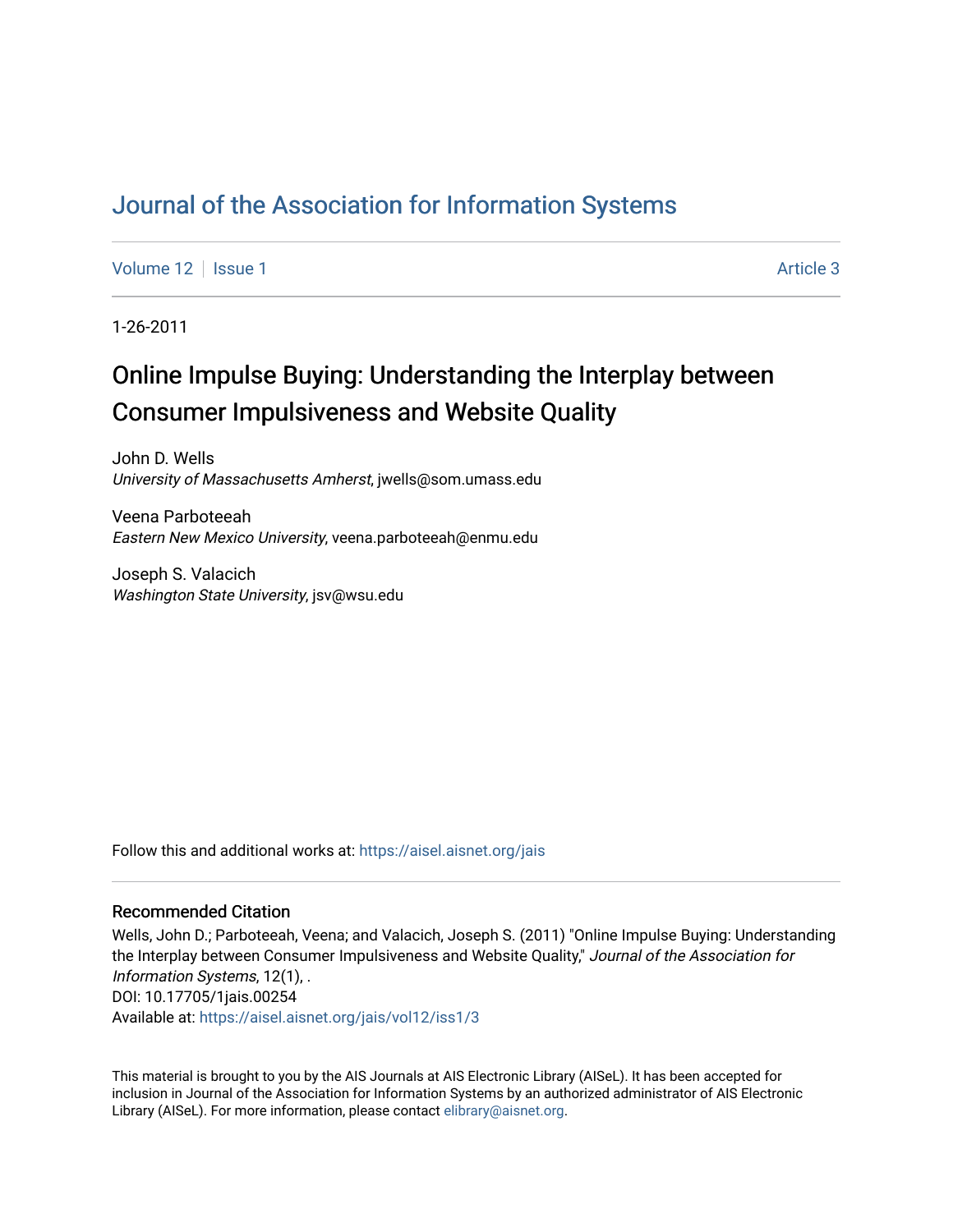# Journal of the Association for Information Systems

Volume 12 | Issue 1 | Article 3

1-26-2011

## Online Impulse Buying: Understanding the Interplay between Consumer Impulsiveness and Website Quality

John D. Wells
*University of Massachusetts Amherst*, jwells@som.umass.edu

Veena Parboteeah
*Eastern New Mexico University*, veena.parboteeah@enmu.edu

Joseph S. Valacich
*Washington State University*, jsv@wsu.edu

Follow this and additional works at: https://aisel.aisnet.org/jais

### Recommended Citation

Wells, John D.; Parboteeah, Veena; and Valacich, Joseph S. (2011) "Online Impulse Buying: Understanding the Interplay between Consumer Impulsiveness and Website Quality," *Journal of the Association for Information Systems*, 12(1), .
DOI: 10.17705/1jais.00254
Available at: https://aisel.aisnet.org/jais/vol12/iss1/3

This material is brought to you by the AIS Journals at AIS Electronic Library (AISeL). It has been accepted for inclusion in Journal of the Association for Information Systems by an authorized administrator of AIS Electronic Library (AISeL). For more information, please contact elibrary@aisnet.org.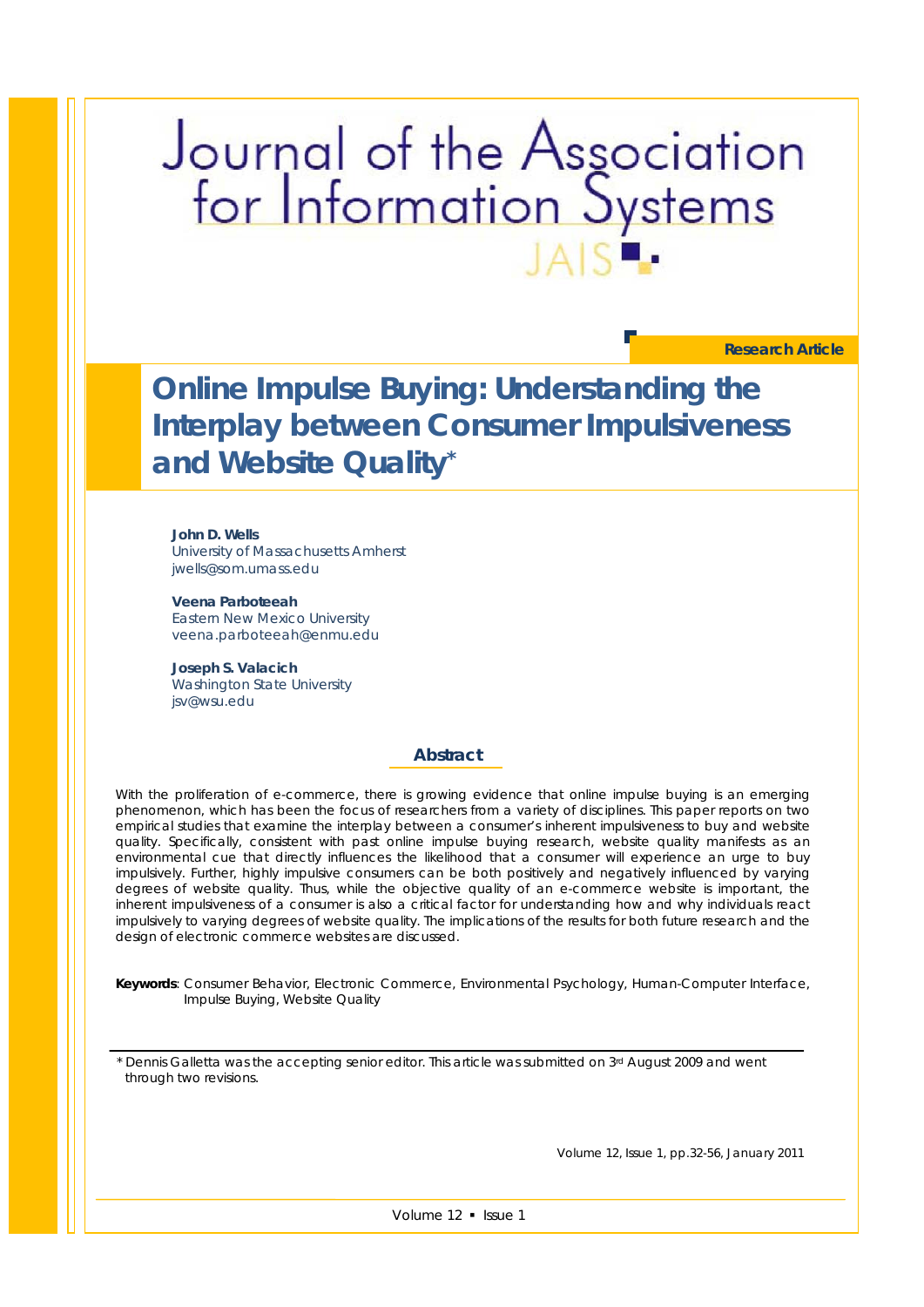# Journal of the Association for Information Systems

JAIS

**Research Article**

# Online Impulse Buying: Understanding the Interplay between Consumer Impulsiveness and Website Quality*

**John D. Wells**
University of Massachusetts Amherst
jwells@som.umass.edu

**Veena Parboteeah**
Eastern New Mexico University
veena.parboteeah@enmu.edu

**Joseph S. Valacich**
Washington State University
jsv@wsu.edu

## Abstract

With the proliferation of e-commerce, there is growing evidence that online impulse buying is an emerging phenomenon, which has been the focus of researchers from a variety of disciplines. This paper reports on two empirical studies that examine the interplay between a consumer's inherent impulsiveness to buy and website quality. Specifically, consistent with past online impulse buying research, website quality manifests as an environmental cue that directly influences the likelihood that a consumer will experience an urge to buy impulsively. Further, highly impulsive consumers can be both positively and negatively influenced by varying degrees of website quality. Thus, while the objective quality of an e-commerce website is important, the inherent impulsiveness of a consumer is also a critical factor for understanding how and why individuals react impulsively to varying degrees of website quality. The implications of the results for both future research and the design of electronic commerce websites are discussed.

**Keywords**: Consumer Behavior, Electronic Commerce, Environmental Psychology, Human-Computer Interface, Impulse Buying, Website Quality

---

\* Dennis Galletta was the accepting senior editor. This article was submitted on 3rd August 2009 and went through two revisions.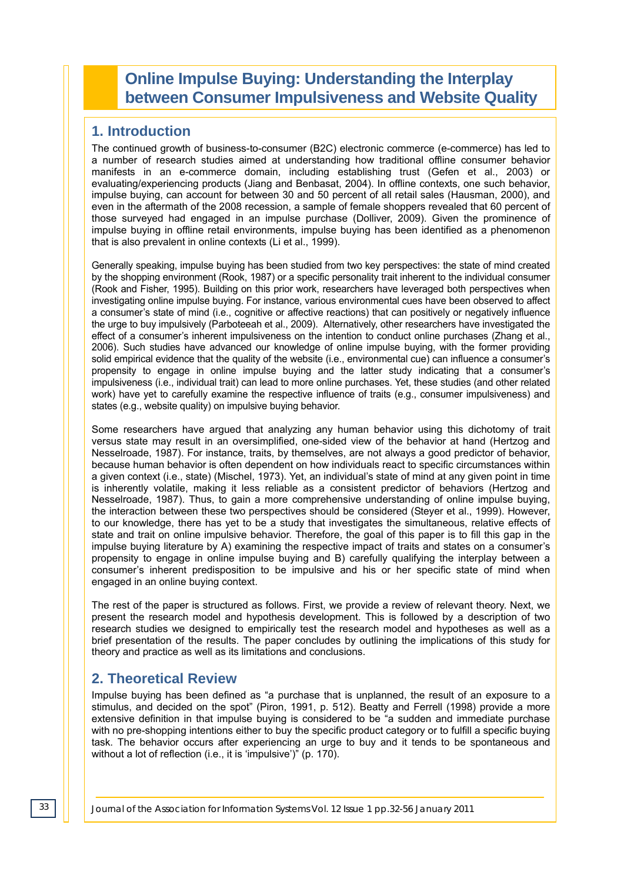# Online Impulse Buying: Understanding the Interplay between Consumer Impulsiveness and Website Quality

## 1. Introduction

The continued growth of business-to-consumer (B2C) electronic commerce (e-commerce) has led to a number of research studies aimed at understanding how traditional offline consumer behavior manifests in an e-commerce domain, including establishing trust (Gefen et al., 2003) or evaluating/experiencing products (Jiang and Benbasat, 2004). In offline contexts, one such behavior, impulse buying, can account for between 30 and 50 percent of all retail sales (Hausman, 2000), and even in the aftermath of the 2008 recession, a sample of female shoppers revealed that 60 percent of those surveyed had engaged in an impulse purchase (Dolliver, 2009). Given the prominence of impulse buying in offline retail environments, impulse buying has been identified as a phenomenon that is also prevalent in online contexts (Li et al., 1999).

Generally speaking, impulse buying has been studied from two key perspectives: the state of mind created by the shopping environment (Rook, 1987) or a specific personality trait inherent to the individual consumer (Rook and Fisher, 1995). Building on this prior work, researchers have leveraged both perspectives when investigating online impulse buying. For instance, various environmental cues have been observed to affect a consumer's state of mind (i.e., cognitive or affective reactions) that can positively or negatively influence the urge to buy impulsively (Parboteeah et al., 2009). Alternatively, other researchers have investigated the effect of a consumer's inherent impulsiveness on the intention to conduct online purchases (Zhang et al., 2006). Such studies have advanced our knowledge of online impulse buying, with the former providing solid empirical evidence that the quality of the website (i.e., environmental cue) can influence a consumer's propensity to engage in online impulse buying and the latter study indicating that a consumer's impulsiveness (i.e., individual trait) can lead to more online purchases. Yet, these studies (and other related work) have yet to carefully examine the respective influence of traits (e.g., consumer impulsiveness) and states (e.g., website quality) on impulsive buying behavior.

Some researchers have argued that analyzing any human behavior using this dichotomy of trait versus state may result in an oversimplified, one-sided view of the behavior at hand (Hertzog and Nesselroade, 1987). For instance, traits, by themselves, are not always a good predictor of behavior, because human behavior is often dependent on how individuals react to specific circumstances within a given context (i.e., state) (Mischel, 1973). Yet, an individual's state of mind at any given point in time is inherently volatile, making it less reliable as a consistent predictor of behaviors (Hertzog and Nesselroade, 1987). Thus, to gain a more comprehensive understanding of online impulse buying, the interaction between these two perspectives should be considered (Steyer et al., 1999). However, to our knowledge, there has yet to be a study that investigates the simultaneous, relative effects of state and trait on online impulsive behavior. Therefore, the goal of this paper is to fill this gap in the impulse buying literature by A) examining the respective impact of traits and states on a consumer's propensity to engage in online impulse buying and B) carefully qualifying the interplay between a consumer's inherent predisposition to be impulsive and his or her specific state of mind when engaged in an online buying context.

The rest of the paper is structured as follows. First, we provide a review of relevant theory. Next, we present the research model and hypothesis development. This is followed by a description of two research studies we designed to empirically test the research model and hypotheses as well as a brief presentation of the results. The paper concludes by outlining the implications of this study for theory and practice as well as its limitations and conclusions.

## 2. Theoretical Review

Impulse buying has been defined as "a purchase that is unplanned, the result of an exposure to a stimulus, and decided on the spot" (Piron, 1991, p. 512). Beatty and Ferrell (1998) provide a more extensive definition in that impulse buying is considered to be "a sudden and immediate purchase with no pre-shopping intentions either to buy the specific product category or to fulfill a specific buying task. The behavior occurs after experiencing an urge to buy and it tends to be spontaneous and without a lot of reflection (i.e., it is 'impulsive')" (p. 170).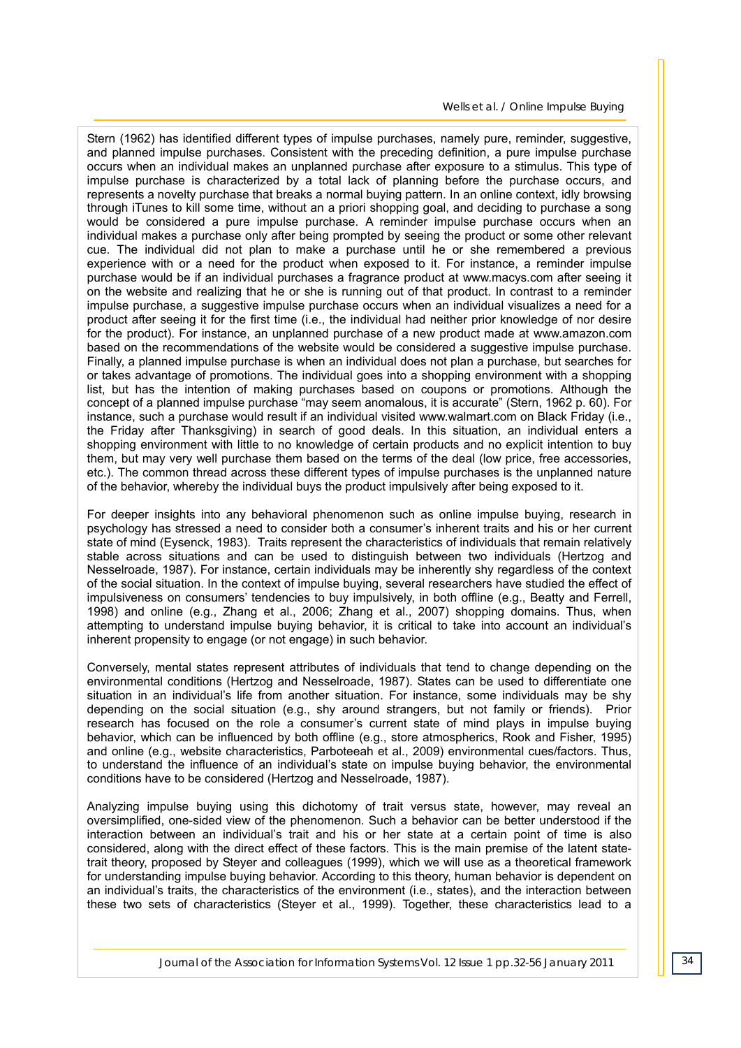Stern (1962) has identified different types of impulse purchases, namely pure, reminder, suggestive, and planned impulse purchases. Consistent with the preceding definition, a pure impulse purchase occurs when an individual makes an unplanned purchase after exposure to a stimulus. This type of impulse purchase is characterized by a total lack of planning before the purchase occurs, and represents a novelty purchase that breaks a normal buying pattern. In an online context, idly browsing through iTunes to kill some time, without an a priori shopping goal, and deciding to purchase a song would be considered a pure impulse purchase. A reminder impulse purchase occurs when an individual makes a purchase only after being prompted by seeing the product or some other relevant cue. The individual did not plan to make a purchase until he or she remembered a previous experience with or a need for the product when exposed to it. For instance, a reminder impulse purchase would be if an individual purchases a fragrance product at www.macys.com after seeing it on the website and realizing that he or she is running out of that product. In contrast to a reminder impulse purchase, a suggestive impulse purchase occurs when an individual visualizes a need for a product after seeing it for the first time (i.e., the individual had neither prior knowledge of nor desire for the product). For instance, an unplanned purchase of a new product made at www.amazon.com based on the recommendations of the website would be considered a suggestive impulse purchase. Finally, a planned impulse purchase is when an individual does not plan a purchase, but searches for or takes advantage of promotions. The individual goes into a shopping environment with a shopping list, but has the intention of making purchases based on coupons or promotions. Although the concept of a planned impulse purchase "may seem anomalous, it is accurate" (Stern, 1962 p. 60). For instance, such a purchase would result if an individual visited www.walmart.com on Black Friday (i.e., the Friday after Thanksgiving) in search of good deals. In this situation, an individual enters a shopping environment with little to no knowledge of certain products and no explicit intention to buy them, but may very well purchase them based on the terms of the deal (low price, free accessories, etc.). The common thread across these different types of impulse purchases is the unplanned nature of the behavior, whereby the individual buys the product impulsively after being exposed to it.

For deeper insights into any behavioral phenomenon such as online impulse buying, research in psychology has stressed a need to consider both a consumer's inherent traits and his or her current state of mind (Eysenck, 1983). Traits represent the characteristics of individuals that remain relatively stable across situations and can be used to distinguish between two individuals (Hertzog and Nesselroade, 1987). For instance, certain individuals may be inherently shy regardless of the context of the social situation. In the context of impulse buying, several researchers have studied the effect of impulsiveness on consumers' tendencies to buy impulsively, in both offline (e.g., Beatty and Ferrell, 1998) and online (e.g., Zhang et al., 2006; Zhang et al., 2007) shopping domains. Thus, when attempting to understand impulse buying behavior, it is critical to take into account an individual's inherent propensity to engage (or not engage) in such behavior.

Conversely, mental states represent attributes of individuals that tend to change depending on the environmental conditions (Hertzog and Nesselroade, 1987). States can be used to differentiate one situation in an individual's life from another situation. For instance, some individuals may be shy depending on the social situation (e.g., shy around strangers, but not family or friends). Prior research has focused on the role a consumer's current state of mind plays in impulse buying behavior, which can be influenced by both offline (e.g., store atmospherics, Rook and Fisher, 1995) and online (e.g., website characteristics, Parboteeah et al., 2009) environmental cues/factors. Thus, to understand the influence of an individual's state on impulse buying behavior, the environmental conditions have to be considered (Hertzog and Nesselroade, 1987).

Analyzing impulse buying using this dichotomy of trait versus state, however, may reveal an oversimplified, one-sided view of the phenomenon. Such a behavior can be better understood if the interaction between an individual's trait and his or her state at a certain point of time is also considered, along with the direct effect of these factors. This is the main premise of the latent state-trait theory, proposed by Steyer and colleagues (1999), which we will use as a theoretical framework for understanding impulse buying behavior. According to this theory, human behavior is dependent on an individual's traits, the characteristics of the environment (i.e., states), and the interaction between these two sets of characteristics (Steyer et al., 1999). Together, these characteristics lead to a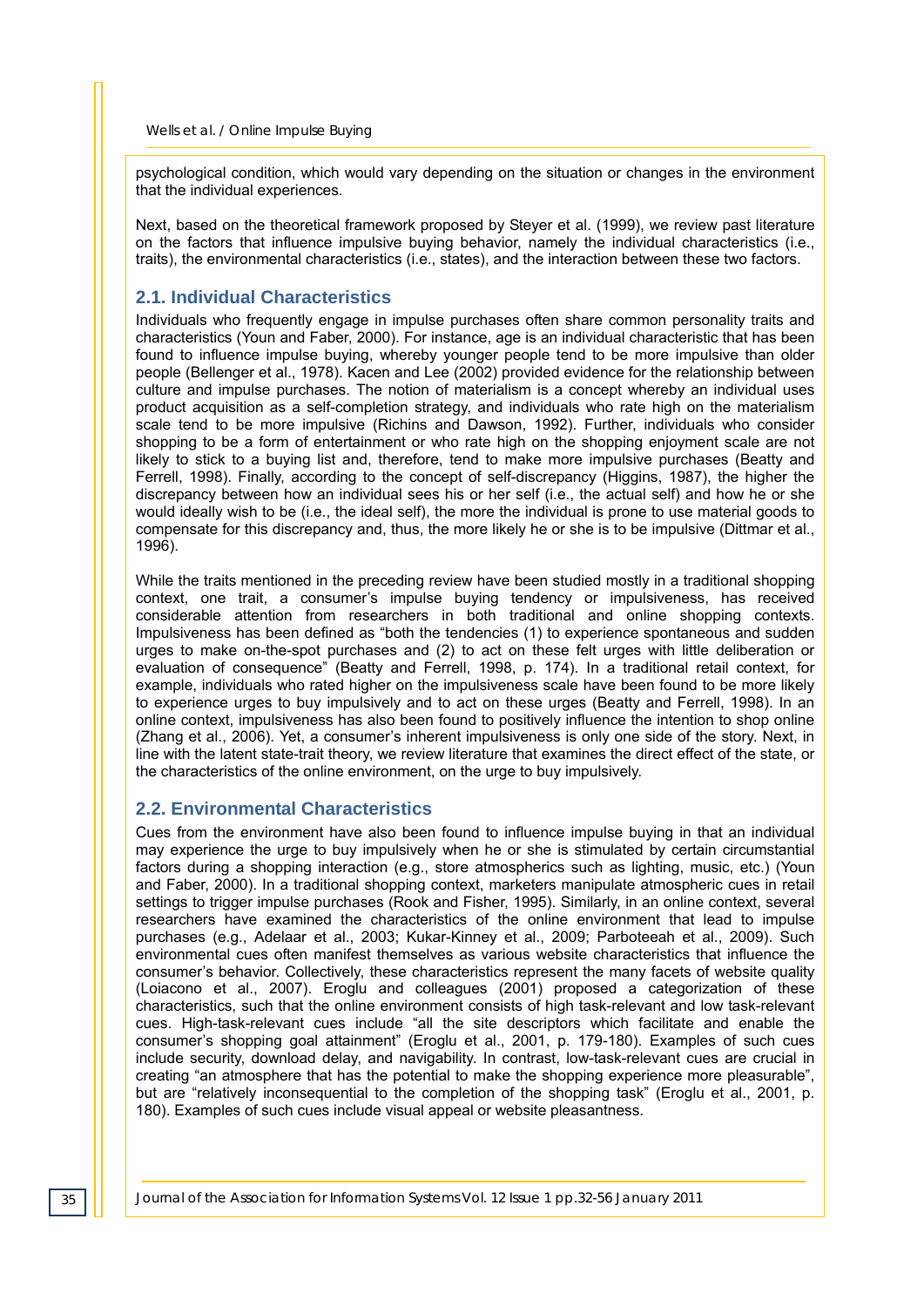psychological condition, which would vary depending on the situation or changes in the environment that the individual experiences.

Next, based on the theoretical framework proposed by Steyer et al. (1999), we review past literature on the factors that influence impulsive buying behavior, namely the individual characteristics (i.e., traits), the environmental characteristics (i.e., states), and the interaction between these two factors.

## 2.1. Individual Characteristics

Individuals who frequently engage in impulse purchases often share common personality traits and characteristics (Youn and Faber, 2000). For instance, age is an individual characteristic that has been found to influence impulse buying, whereby younger people tend to be more impulsive than older people (Bellenger et al., 1978). Kacen and Lee (2002) provided evidence for the relationship between culture and impulse purchases. The notion of materialism is a concept whereby an individual uses product acquisition as a self-completion strategy, and individuals who rate high on the materialism scale tend to be more impulsive (Richins and Dawson, 1992). Further, individuals who consider shopping to be a form of entertainment or who rate high on the shopping enjoyment scale are not likely to stick to a buying list and, therefore, tend to make more impulsive purchases (Beatty and Ferrell, 1998). Finally, according to the concept of self-discrepancy (Higgins, 1987), the higher the discrepancy between how an individual sees his or her self (i.e., the actual self) and how he or she would ideally wish to be (i.e., the ideal self), the more the individual is prone to use material goods to compensate for this discrepancy and, thus, the more likely he or she is to be impulsive (Dittmar et al., 1996).

While the traits mentioned in the preceding review have been studied mostly in a traditional shopping context, one trait, a consumer's impulse buying tendency or impulsiveness, has received considerable attention from researchers in both traditional and online shopping contexts. Impulsiveness has been defined as "both the tendencies (1) to experience spontaneous and sudden urges to make on-the-spot purchases and (2) to act on these felt urges with little deliberation or evaluation of consequence" (Beatty and Ferrell, 1998, p. 174). In a traditional retail context, for example, individuals who rated higher on the impulsiveness scale have been found to be more likely to experience urges to buy impulsively and to act on these urges (Beatty and Ferrell, 1998). In an online context, impulsiveness has also been found to positively influence the intention to shop online (Zhang et al., 2006). Yet, a consumer's inherent impulsiveness is only one side of the story. Next, in line with the latent state-trait theory, we review literature that examines the direct effect of the state, or the characteristics of the online environment, on the urge to buy impulsively.

## 2.2. Environmental Characteristics

Cues from the environment have also been found to influence impulse buying in that an individual may experience the urge to buy impulsively when he or she is stimulated by certain circumstantial factors during a shopping interaction (e.g., store atmospherics such as lighting, music, etc.) (Youn and Faber, 2000). In a traditional shopping context, marketers manipulate atmospheric cues in retail settings to trigger impulse purchases (Rook and Fisher, 1995). Similarly, in an online context, several researchers have examined the characteristics of the online environment that lead to impulse purchases (e.g., Adelaar et al., 2003; Kukar-Kinney et al., 2009; Parboteeah et al., 2009). Such environmental cues often manifest themselves as various website characteristics that influence the consumer's behavior. Collectively, these characteristics represent the many facets of website quality (Loiacono et al., 2007). Eroglu and colleagues (2001) proposed a categorization of these characteristics, such that the online environment consists of high task-relevant and low task-relevant cues. High-task-relevant cues include "all the site descriptors which facilitate and enable the consumer's shopping goal attainment" (Eroglu et al., 2001, p. 179-180). Examples of such cues include security, download delay, and navigability. In contrast, low-task-relevant cues are crucial in creating "an atmosphere that has the potential to make the shopping experience more pleasurable", but are "relatively inconsequential to the completion of the shopping task" (Eroglu et al., 2001, p. 180). Examples of such cues include visual appeal or website pleasantness.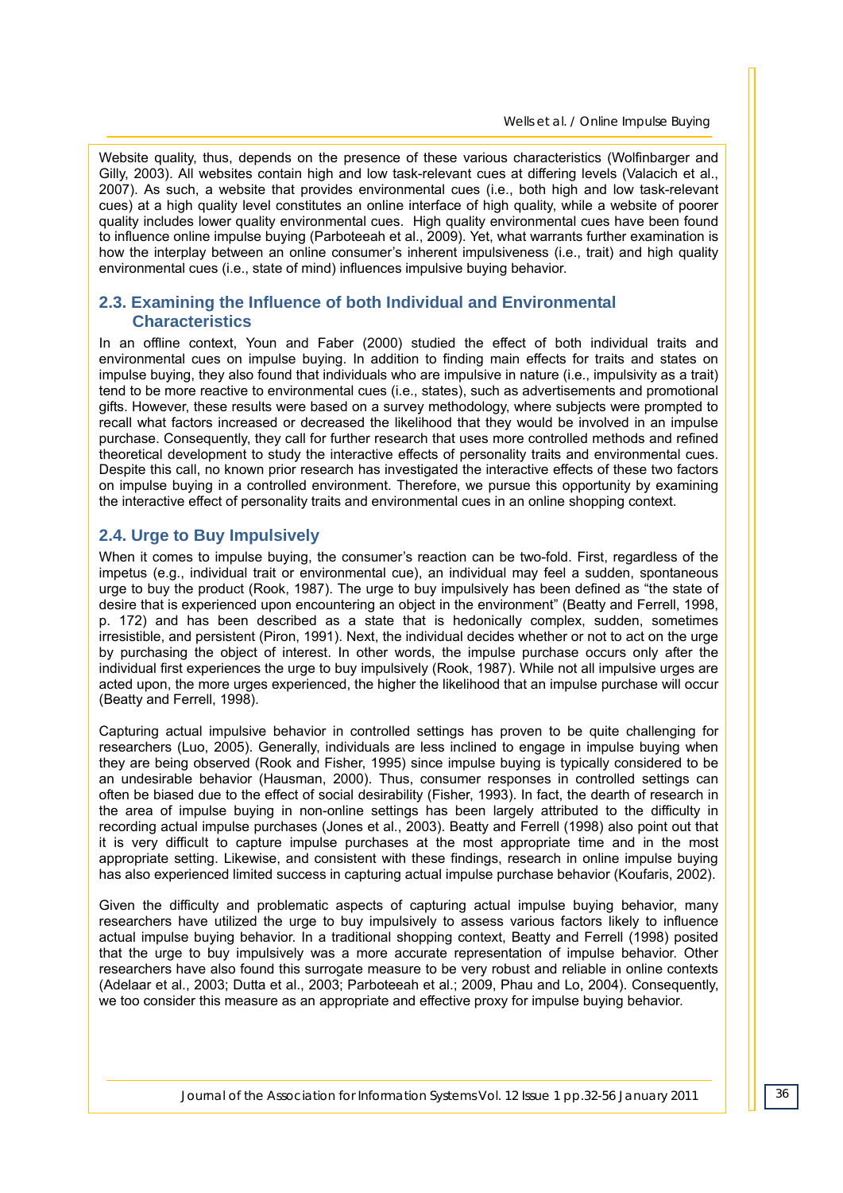Website quality, thus, depends on the presence of these various characteristics (Wolfinbarger and Gilly, 2003). All websites contain high and low task-relevant cues at differing levels (Valacich et al., 2007). As such, a website that provides environmental cues (i.e., both high and low task-relevant cues) at a high quality level constitutes an online interface of high quality, while a website of poorer quality includes lower quality environmental cues. High quality environmental cues have been found to influence online impulse buying (Parboteeah et al., 2009). Yet, what warrants further examination is how the interplay between an online consumer's inherent impulsiveness (i.e., trait) and high quality environmental cues (i.e., state of mind) influences impulsive buying behavior.

## 2.3. Examining the Influence of both Individual and Environmental Characteristics

In an offline context, Youn and Faber (2000) studied the effect of both individual traits and environmental cues on impulse buying. In addition to finding main effects for traits and states on impulse buying, they also found that individuals who are impulsive in nature (i.e., impulsivity as a trait) tend to be more reactive to environmental cues (i.e., states), such as advertisements and promotional gifts. However, these results were based on a survey methodology, where subjects were prompted to recall what factors increased or decreased the likelihood that they would be involved in an impulse purchase. Consequently, they call for further research that uses more controlled methods and refined theoretical development to study the interactive effects of personality traits and environmental cues. Despite this call, no known prior research has investigated the interactive effects of these two factors on impulse buying in a controlled environment. Therefore, we pursue this opportunity by examining the interactive effect of personality traits and environmental cues in an online shopping context.

## 2.4. Urge to Buy Impulsively

When it comes to impulse buying, the consumer's reaction can be two-fold. First, regardless of the impetus (e.g., individual trait or environmental cue), an individual may feel a sudden, spontaneous urge to buy the product (Rook, 1987). The urge to buy impulsively has been defined as "the state of desire that is experienced upon encountering an object in the environment" (Beatty and Ferrell, 1998, p. 172) and has been described as a state that is hedonically complex, sudden, sometimes irresistible, and persistent (Piron, 1991). Next, the individual decides whether or not to act on the urge by purchasing the object of interest. In other words, the impulse purchase occurs only after the individual first experiences the urge to buy impulsively (Rook, 1987). While not all impulsive urges are acted upon, the more urges experienced, the higher the likelihood that an impulse purchase will occur (Beatty and Ferrell, 1998).

Capturing actual impulsive behavior in controlled settings has proven to be quite challenging for researchers (Luo, 2005). Generally, individuals are less inclined to engage in impulse buying when they are being observed (Rook and Fisher, 1995) since impulse buying is typically considered to be an undesirable behavior (Hausman, 2000). Thus, consumer responses in controlled settings can often be biased due to the effect of social desirability (Fisher, 1993). In fact, the dearth of research in the area of impulse buying in non-online settings has been largely attributed to the difficulty in recording actual impulse purchases (Jones et al., 2003). Beatty and Ferrell (1998) also point out that it is very difficult to capture impulse purchases at the most appropriate time and in the most appropriate setting. Likewise, and consistent with these findings, research in online impulse buying has also experienced limited success in capturing actual impulse purchase behavior (Koufaris, 2002).

Given the difficulty and problematic aspects of capturing actual impulse buying behavior, many researchers have utilized the urge to buy impulsively to assess various factors likely to influence actual impulse buying behavior. In a traditional shopping context, Beatty and Ferrell (1998) posited that the urge to buy impulsively was a more accurate representation of impulse behavior. Other researchers have also found this surrogate measure to be very robust and reliable in online contexts (Adelaar et al., 2003; Dutta et al., 2003; Parboteeah et al.; 2009, Phau and Lo, 2004). Consequently, we too consider this measure as an appropriate and effective proxy for impulse buying behavior.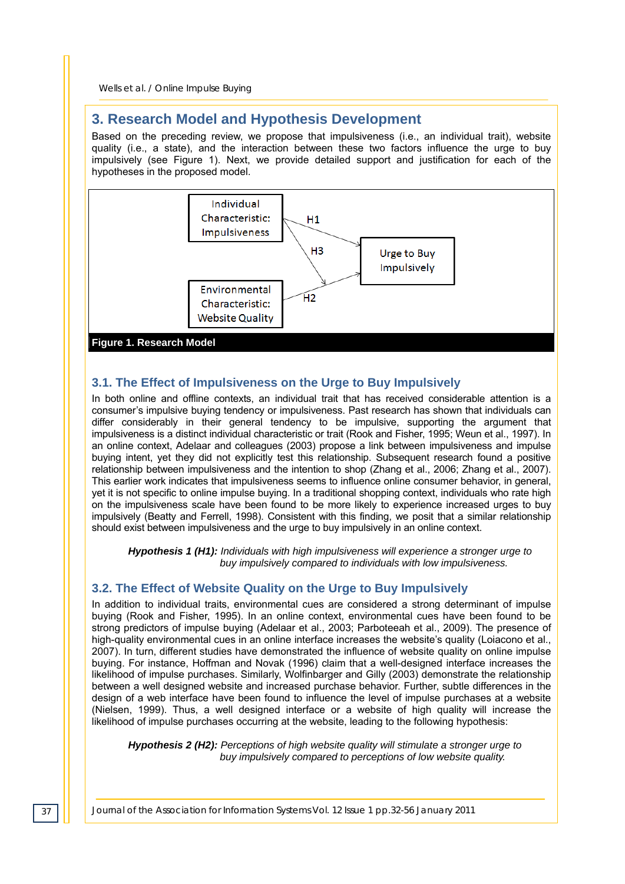## 3. Research Model and Hypothesis Development

Based on the preceding review, we propose that impulsiveness (i.e., an individual trait), website quality (i.e., a state), and the interaction between these two factors influence the urge to buy impulsively (see Figure 1). Next, we provide detailed support and justification for each of the hypotheses in the proposed model.

Individual Characteristic: Impulsiveness

Environmental Characteristic: Website Quality

Urge to Buy Impulsively

H1

H2

H3

**Figure 1. Research Model**

### 3.1. The Effect of Impulsiveness on the Urge to Buy Impulsively

In both online and offline contexts, an individual trait that has received considerable attention is a consumer's impulsive buying tendency or impulsiveness. Past research has shown that individuals can differ considerably in their general tendency to be impulsive, supporting the argument that impulsiveness is a distinct individual characteristic or trait (Rook and Fisher, 1995; Weun et al., 1997). In an online context, Adelaar and colleagues (2003) propose a link between impulsiveness and impulse buying intent, yet they did not explicitly test this relationship. Subsequent research found a positive relationship between impulsiveness and the intention to shop (Zhang et al., 2006; Zhang et al., 2007). This earlier work indicates that impulsiveness seems to influence online consumer behavior, in general, yet it is not specific to online impulse buying. In a traditional shopping context, individuals who rate high on the impulsiveness scale have been found to be more likely to experience increased urges to buy impulsively (Beatty and Ferrell, 1998). Consistent with this finding, we posit that a similar relationship should exist between impulsiveness and the urge to buy impulsively in an online context.

> ***Hypothesis 1 (H1):*** *Individuals with high impulsiveness will experience a stronger urge to buy impulsively compared to individuals with low impulsiveness.*

### 3.2. The Effect of Website Quality on the Urge to Buy Impulsively

In addition to individual traits, environmental cues are considered a strong determinant of impulse buying (Rook and Fisher, 1995). In an online context, environmental cues have been found to be strong predictors of impulse buying (Adelaar et al., 2003; Parboteeah et al., 2009). The presence of high-quality environmental cues in an online interface increases the website's quality (Loiacono et al., 2007). In turn, different studies have demonstrated the influence of website quality on online impulse buying. For instance, Hoffman and Novak (1996) claim that a well-designed interface increases the likelihood of impulse purchases. Similarly, Wolfinbarger and Gilly (2003) demonstrate the relationship between a well designed website and increased purchase behavior. Further, subtle differences in the design of a web interface have been found to influence the level of impulse purchases at a website (Nielsen, 1999). Thus, a well designed interface or a website of high quality will increase the likelihood of impulse purchases occurring at the website, leading to the following hypothesis:

> ***Hypothesis 2 (H2):*** *Perceptions of high website quality will stimulate a stronger urge to buy impulsively compared to perceptions of low website quality.*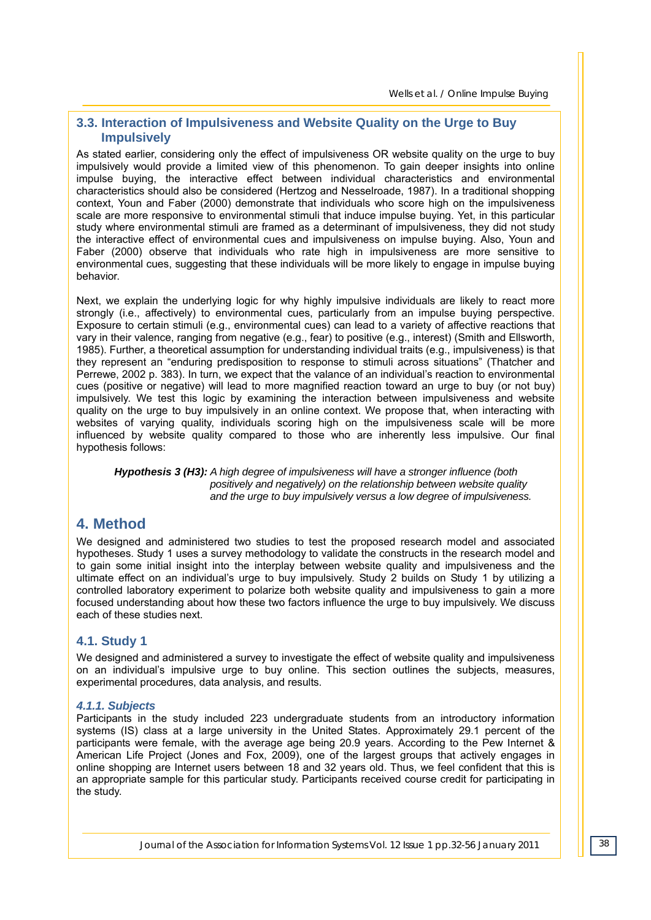### 3.3. Interaction of Impulsiveness and Website Quality on the Urge to Buy Impulsively

As stated earlier, considering only the effect of impulsiveness OR website quality on the urge to buy impulsively would provide a limited view of this phenomenon. To gain deeper insights into online impulse buying, the interactive effect between individual characteristics and environmental characteristics should also be considered (Hertzog and Nesselroade, 1987). In a traditional shopping context, Youn and Faber (2000) demonstrate that individuals who score high on the impulsiveness scale are more responsive to environmental stimuli that induce impulse buying. Yet, in this particular study where environmental stimuli are framed as a determinant of impulsiveness, they did not study the interactive effect of environmental cues and impulsiveness on impulse buying. Also, Youn and Faber (2000) observe that individuals who rate high in impulsiveness are more sensitive to environmental cues, suggesting that these individuals will be more likely to engage in impulse buying behavior.

Next, we explain the underlying logic for why highly impulsive individuals are likely to react more strongly (i.e., affectively) to environmental cues, particularly from an impulse buying perspective. Exposure to certain stimuli (e.g., environmental cues) can lead to a variety of affective reactions that vary in their valence, ranging from negative (e.g., fear) to positive (e.g., interest) (Smith and Ellsworth, 1985). Further, a theoretical assumption for understanding individual traits (e.g., impulsiveness) is that they represent an "enduring predisposition to response to stimuli across situations" (Thatcher and Perrewe, 2002 p. 383). In turn, we expect that the valance of an individual's reaction to environmental cues (positive or negative) will lead to more magnified reaction toward an urge to buy (or not buy) impulsively. We test this logic by examining the interaction between impulsiveness and website quality on the urge to buy impulsively in an online context. We propose that, when interacting with websites of varying quality, individuals scoring high on the impulsiveness scale will be more influenced by website quality compared to those who are inherently less impulsive. Our final hypothesis follows:

> ***Hypothesis 3 (H3):*** *A high degree of impulsiveness will have a stronger influence (both positively and negatively) on the relationship between website quality and the urge to buy impulsively versus a low degree of impulsiveness.*

## 4. Method

We designed and administered two studies to test the proposed research model and associated hypotheses. Study 1 uses a survey methodology to validate the constructs in the research model and to gain some initial insight into the interplay between website quality and impulsiveness and the ultimate effect on an individual's urge to buy impulsively. Study 2 builds on Study 1 by utilizing a controlled laboratory experiment to polarize both website quality and impulsiveness to gain a more focused understanding about how these two factors influence the urge to buy impulsively. We discuss each of these studies next.

### 4.1. Study 1

We designed and administered a survey to investigate the effect of website quality and impulsiveness on an individual's impulsive urge to buy online. This section outlines the subjects, measures, experimental procedures, data analysis, and results.

#### *4.1.1. Subjects*

Participants in the study included 223 undergraduate students from an introductory information systems (IS) class at a large university in the United States. Approximately 29.1 percent of the participants were female, with the average age being 20.9 years. According to the Pew Internet & American Life Project (Jones and Fox, 2009), one of the largest groups that actively engages in online shopping are Internet users between 18 and 32 years old. Thus, we feel confident that this is an appropriate sample for this particular study. Participants received course credit for participating in the study.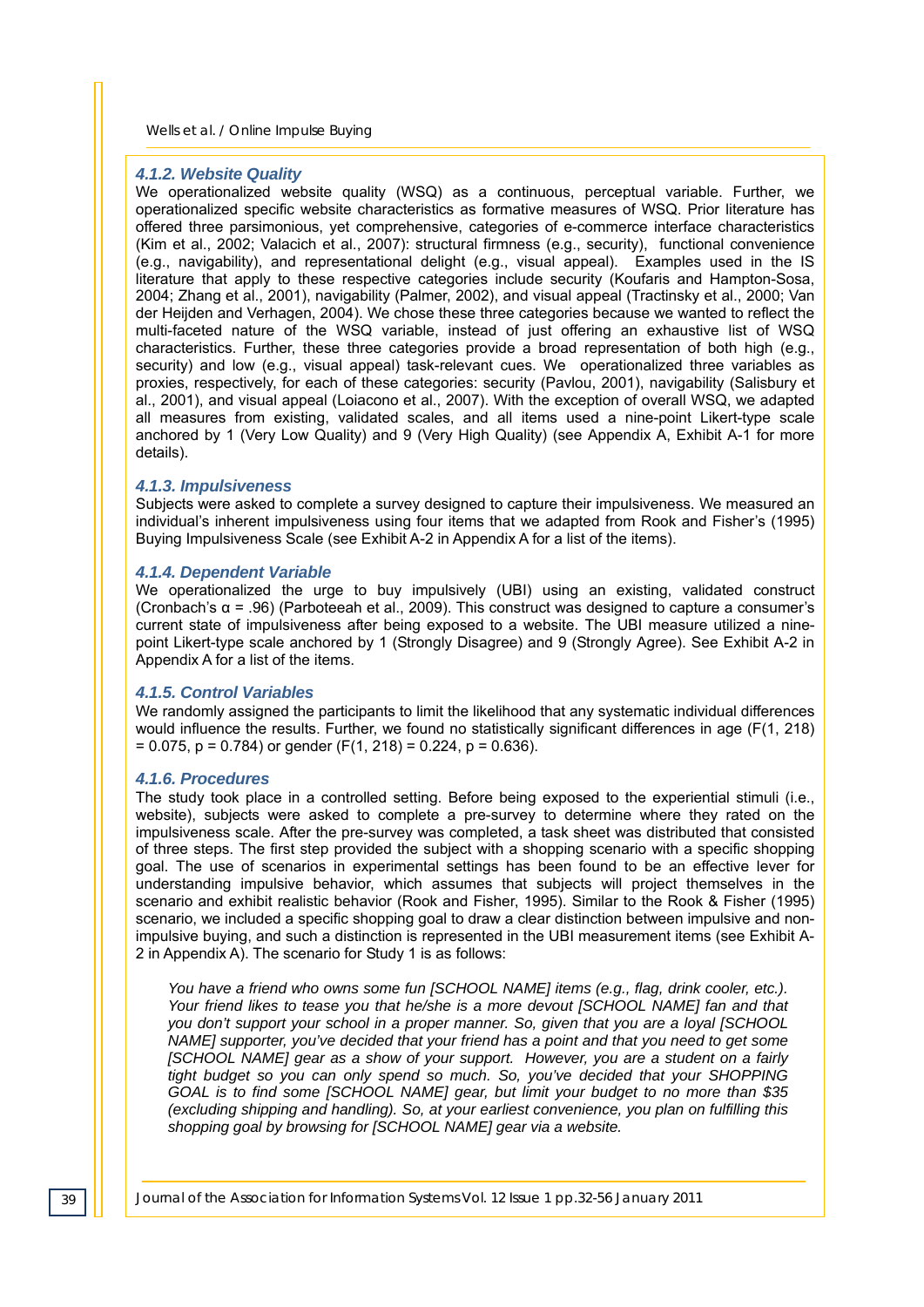#### 4.1.2. Website Quality

We operationalized website quality (WSQ) as a continuous, perceptual variable. Further, we operationalized specific website characteristics as formative measures of WSQ. Prior literature has offered three parsimonious, yet comprehensive, categories of e-commerce interface characteristics (Kim et al., 2002; Valacich et al., 2007): structural firmness (e.g., security), functional convenience (e.g., navigability), and representational delight (e.g., visual appeal). Examples used in the IS literature that apply to these respective categories include security (Koufaris and Hampton-Sosa, 2004; Zhang et al., 2001), navigability (Palmer, 2002), and visual appeal (Tractinsky et al., 2000; Van der Heijden and Verhagen, 2004). We chose these three categories because we wanted to reflect the multi-faceted nature of the WSQ variable, instead of just offering an exhaustive list of WSQ characteristics. Further, these three categories provide a broad representation of both high (e.g., security) and low (e.g., visual appeal) task-relevant cues. We operationalized three variables as proxies, respectively, for each of these categories: security (Pavlou, 2001), navigability (Salisbury et al., 2001), and visual appeal (Loiacono et al., 2007). With the exception of overall WSQ, we adapted all measures from existing, validated scales, and all items used a nine-point Likert-type scale anchored by 1 (Very Low Quality) and 9 (Very High Quality) (see Appendix A, Exhibit A-1 for more details).

#### 4.1.3. Impulsiveness

Subjects were asked to complete a survey designed to capture their impulsiveness. We measured an individual's inherent impulsiveness using four items that we adapted from Rook and Fisher's (1995) Buying Impulsiveness Scale (see Exhibit A-2 in Appendix A for a list of the items).

#### 4.1.4. Dependent Variable

We operationalized the urge to buy impulsively (UBI) using an existing, validated construct (Cronbach's $\alpha = .96$) (Parboteeah et al., 2009). This construct was designed to capture a consumer's current state of impulsiveness after being exposed to a website. The UBI measure utilized a nine-point Likert-type scale anchored by 1 (Strongly Disagree) and 9 (Strongly Agree). See Exhibit A-2 in Appendix A for a list of the items.

#### 4.1.5. Control Variables

We randomly assigned the participants to limit the likelihood that any systematic individual differences would influence the results. Further, we found no statistically significant differences in age ($F(1, 218) = 0.075$, $p = 0.784$) or gender ($F(1, 218) = 0.224$, $p = 0.636$).

#### 4.1.6. Procedures

The study took place in a controlled setting. Before being exposed to the experiential stimuli (i.e., website), subjects were asked to complete a pre-survey to determine where they rated on the impulsiveness scale. After the pre-survey was completed, a task sheet was distributed that consisted of three steps. The first step provided the subject with a shopping scenario with a specific shopping goal. The use of scenarios in experimental settings has been found to be an effective lever for understanding impulsive behavior, which assumes that subjects will project themselves in the scenario and exhibit realistic behavior (Rook and Fisher, 1995). Similar to the Rook & Fisher (1995) scenario, we included a specific shopping goal to draw a clear distinction between impulsive and non-impulsive buying, and such a distinction is represented in the UBI measurement items (see Exhibit A-2 in Appendix A). The scenario for Study 1 is as follows:

> *You have a friend who owns some fun [SCHOOL NAME] items (e.g., flag, drink cooler, etc.). Your friend likes to tease you that he/she is a more devout [SCHOOL NAME] fan and that you don't support your school in a proper manner. So, given that you are a loyal [SCHOOL NAME] supporter, you've decided that your friend has a point and that you need to get some [SCHOOL NAME] gear as a show of your support. However, you are a student on a fairly tight budget so you can only spend so much. So, you've decided that your SHOPPING GOAL is to find some [SCHOOL NAME] gear, but limit your budget to no more than $35 (excluding shipping and handling). So, at your earliest convenience, you plan on fulfilling this shopping goal by browsing for [SCHOOL NAME] gear via a website.*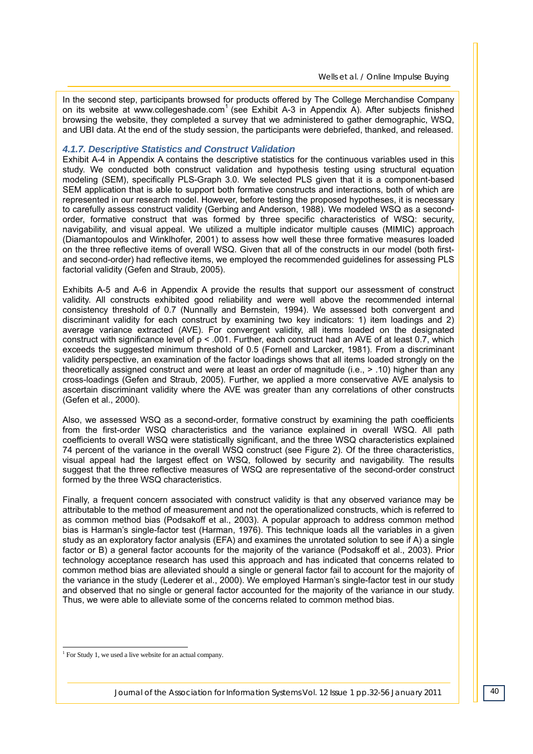In the second step, participants browsed for products offered by The College Merchandise Company on its website at www.collegeshade.com[1] (see Exhibit A-3 in Appendix A). After subjects finished browsing the website, they completed a survey that we administered to gather demographic, WSQ, and UBI data. At the end of the study session, the participants were debriefed, thanked, and released.

### 4.1.7. Descriptive Statistics and Construct Validation

Exhibit A-4 in Appendix A contains the descriptive statistics for the continuous variables used in this study. We conducted both construct validation and hypothesis testing using structural equation modeling (SEM), specifically PLS-Graph 3.0. We selected PLS given that it is a component-based SEM application that is able to support both formative constructs and interactions, both of which are represented in our research model. However, before testing the proposed hypotheses, it is necessary to carefully assess construct validity (Gerbing and Anderson, 1988). We modeled WSQ as a second-order, formative construct that was formed by three specific characteristics of WSQ: security, navigability, and visual appeal. We utilized a multiple indicator multiple causes (MIMIC) approach (Diamantopoulos and Winklhofer, 2001) to assess how well these three formative measures loaded on the three reflective items of overall WSQ. Given that all of the constructs in our model (both first- and second-order) had reflective items, we employed the recommended guidelines for assessing PLS factorial validity (Gefen and Straub, 2005).

Exhibits A-5 and A-6 in Appendix A provide the results that support our assessment of construct validity. All constructs exhibited good reliability and were well above the recommended internal consistency threshold of 0.7 (Nunnally and Bernstein, 1994). We assessed both convergent and discriminant validity for each construct by examining two key indicators: 1) item loadings and 2) average variance extracted (AVE). For convergent validity, all items loaded on the designated construct with significance level of $p < .001$. Further, each construct had an AVE of at least 0.7, which exceeds the suggested minimum threshold of 0.5 (Fornell and Larcker, 1981). From a discriminant validity perspective, an examination of the factor loadings shows that all items loaded strongly on the theoretically assigned construct and were at least an order of magnitude (i.e., > .10) higher than any cross-loadings (Gefen and Straub, 2005). Further, we applied a more conservative AVE analysis to ascertain discriminant validity where the AVE was greater than any correlations of other constructs (Gefen et al., 2000).

Also, we assessed WSQ as a second-order, formative construct by examining the path coefficients from the first-order WSQ characteristics and the variance explained in overall WSQ. All path coefficients to overall WSQ were statistically significant, and the three WSQ characteristics explained 74 percent of the variance in the overall WSQ construct (see Figure 2). Of the three characteristics, visual appeal had the largest effect on WSQ, followed by security and navigability. The results suggest that the three reflective measures of WSQ are representative of the second-order construct formed by the three WSQ characteristics.

Finally, a frequent concern associated with construct validity is that any observed variance may be attributable to the method of measurement and not the operationalized constructs, which is referred to as common method bias (Podsakoff et al., 2003). A popular approach to address common method bias is Harman's single-factor test (Harman, 1976). This technique loads all the variables in a given study as an exploratory factor analysis (EFA) and examines the unrotated solution to see if A) a single factor or B) a general factor accounts for the majority of the variance (Podsakoff et al., 2003). Prior technology acceptance research has used this approach and has indicated that concerns related to common method bias are alleviated should a single or general factor fail to account for the majority of the variance in the study (Lederer et al., 2000). We employed Harman's single-factor test in our study and observed that no single or general factor accounted for the majority of the variance in our study. Thus, we were able to alleviate some of the concerns related to common method bias.

[1] For Study 1, we used a live website for an actual company.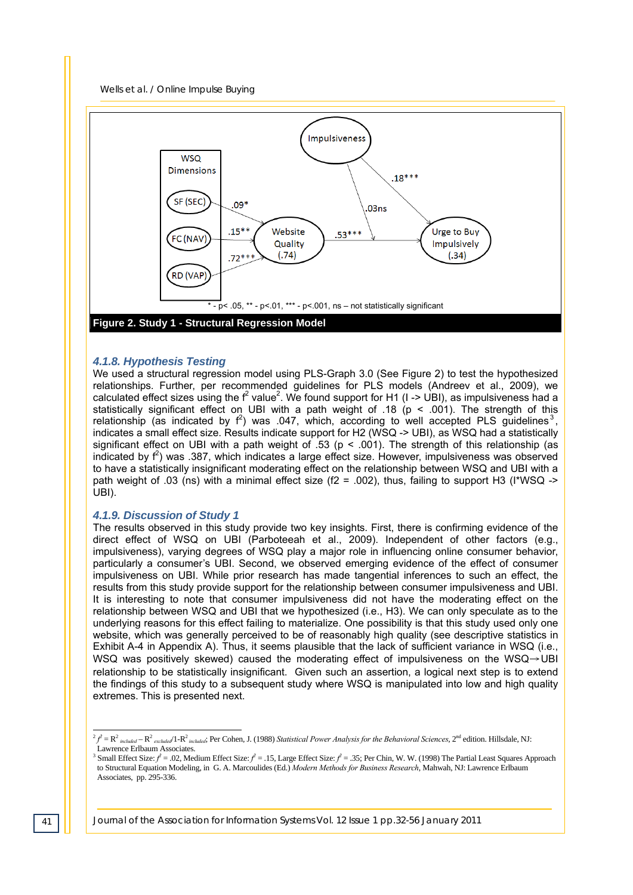* - p< .05, ** - p<.01, *** - p<.001, ns – not statistically significant

**Figure 2. Study 1 - Structural Regression Model**

### *4.1.8. Hypothesis Testing*

We used a structural regression model using PLS-Graph 3.0 (See Figure 2) to test the hypothesized relationships. Further, per recommended guidelines for PLS models (Andreev et al., 2009), we calculated effect sizes using the $f^2$ value[2]. We found support for H1 (I -> UBI), as impulsiveness had a statistically significant effect on UBI with a path weight of .18 ($p < .001$). The strength of this relationship (as indicated by $f^2$) was .047, which, according to well accepted PLS guidelines[3], indicates a small effect size. Results indicate support for H2 (WSQ -> UBI), as WSQ had a statistically significant effect on UBI with a path weight of .53 ($p < .001$). The strength of this relationship (as indicated by $f^2$) was .387, which indicates a large effect size. However, impulsiveness was observed to have a statistically insignificant moderating effect on the relationship between WSQ and UBI with a path weight of .03 (ns) with a minimal effect size ($f2 = .002$), thus, failing to support H3 (I*WSQ -> UBI).

### *4.1.9. Discussion of Study 1*

The results observed in this study provide two key insights. First, there is confirming evidence of the direct effect of WSQ on UBI (Parboteeah et al., 2009). Independent of other factors (e.g., impulsiveness), varying degrees of WSQ play a major role in influencing online consumer behavior, particularly a consumer's UBI. Second, we observed emerging evidence of the effect of consumer impulsiveness on UBI. While prior research has made tangential inferences to such an effect, the results from this study provide support for the relationship between consumer impulsiveness and UBI. It is interesting to note that consumer impulsiveness did not have the moderating effect on the relationship between WSQ and UBI that we hypothesized (i.e., H3). We can only speculate as to the underlying reasons for this effect failing to materialize. One possibility is that this study used only one website, which was generally perceived to be of reasonably high quality (see descriptive statistics in Exhibit A-4 in Appendix A). Thus, it seems plausible that the lack of sufficient variance in WSQ (i.e., WSQ was positively skewed) caused the moderating effect of impulsiveness on the WSQ→UBI relationship to be statistically insignificant. Given such an assertion, a logical next step is to extend the findings of this study to a subsequent study where WSQ is manipulated into low and high quality extremes. This is presented next.

---

[2] $f^2 = R^2_{included} - R^2_{excluded} / 1 - R^2_{included}$; Per Cohen, J. (1988) *Statistical Power Analysis for the Behavioral Sciences*, 2nd edition. Hillsdale, NJ: Lawrence Erlbaum Associates.

[3] Small Effect Size: $f^2 = .02$, Medium Effect Size: $f^2 = .15$, Large Effect Size: $f^2 = .35$; Per Chin, W. W. (1998) The Partial Least Squares Approach to Structural Equation Modeling, in G. A. Marcoulides (Ed.) *Modern Methods for Business Research*, Mahwah, NJ: Lawrence Erlbaum Associates, pp. 295-336.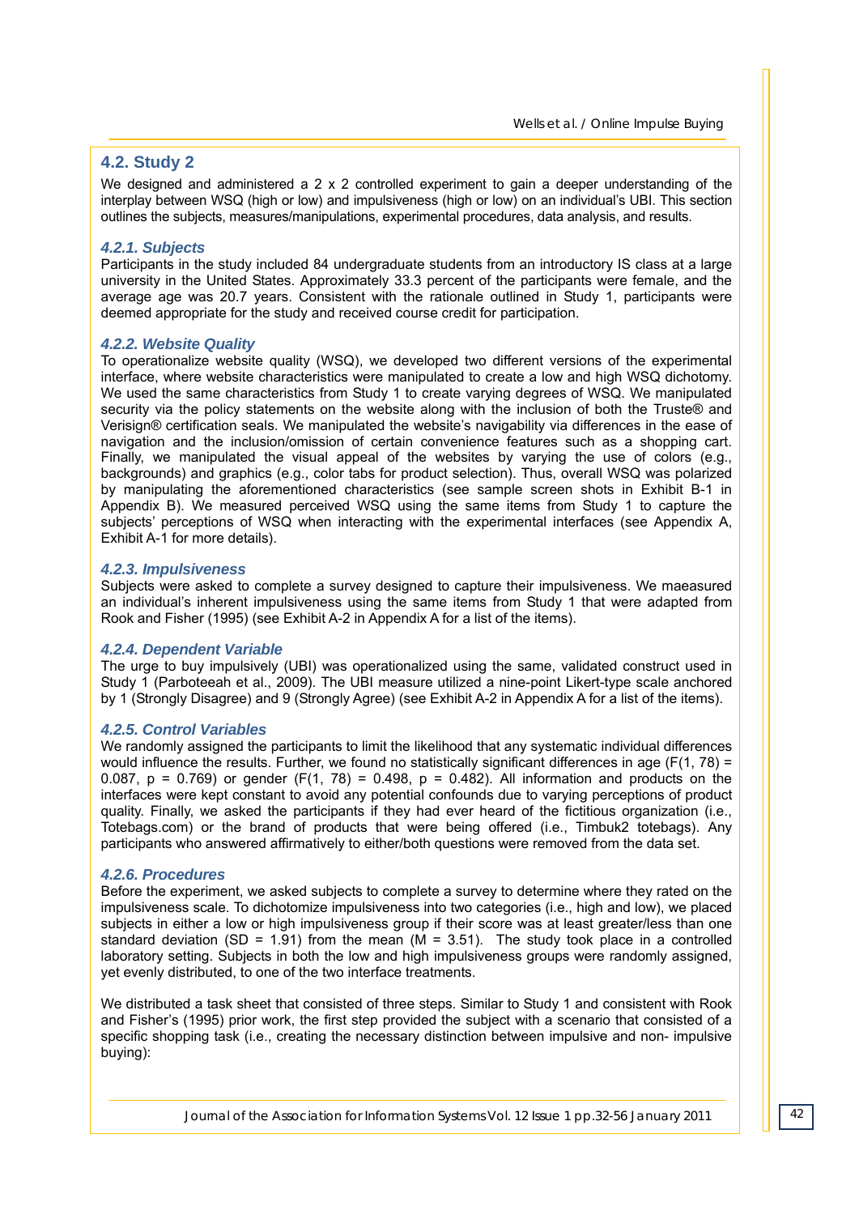## 4.2. Study 2

We designed and administered a 2 x 2 controlled experiment to gain a deeper understanding of the interplay between WSQ (high or low) and impulsiveness (high or low) on an individual's UBI. This section outlines the subjects, measures/manipulations, experimental procedures, data analysis, and results.

### *4.2.1. Subjects*

Participants in the study included 84 undergraduate students from an introductory IS class at a large university in the United States. Approximately 33.3 percent of the participants were female, and the average age was 20.7 years. Consistent with the rationale outlined in Study 1, participants were deemed appropriate for the study and received course credit for participation.

### *4.2.2. Website Quality*

To operationalize website quality (WSQ), we developed two different versions of the experimental interface, where website characteristics were manipulated to create a low and high WSQ dichotomy. We used the same characteristics from Study 1 to create varying degrees of WSQ. We manipulated security via the policy statements on the website along with the inclusion of both the Truste® and Verisign® certification seals. We manipulated the website's navigability via differences in the ease of navigation and the inclusion/omission of certain convenience features such as a shopping cart. Finally, we manipulated the visual appeal of the websites by varying the use of colors (e.g., backgrounds) and graphics (e.g., color tabs for product selection). Thus, overall WSQ was polarized by manipulating the aforementioned characteristics (see sample screen shots in Exhibit B-1 in Appendix B). We measured perceived WSQ using the same items from Study 1 to capture the subjects' perceptions of WSQ when interacting with the experimental interfaces (see Appendix A, Exhibit A-1 for more details).

### *4.2.3. Impulsiveness*

Subjects were asked to complete a survey designed to capture their impulsiveness. We maeasured an individual's inherent impulsiveness using the same items from Study 1 that were adapted from Rook and Fisher (1995) (see Exhibit A-2 in Appendix A for a list of the items).

### *4.2.4. Dependent Variable*

The urge to buy impulsively (UBI) was operationalized using the same, validated construct used in Study 1 (Parboteeah et al., 2009). The UBI measure utilized a nine-point Likert-type scale anchored by 1 (Strongly Disagree) and 9 (Strongly Agree) (see Exhibit A-2 in Appendix A for a list of the items).

### *4.2.5. Control Variables*

We randomly assigned the participants to limit the likelihood that any systematic individual differences would influence the results. Further, we found no statistically significant differences in age ($F(1, 78) = 0.087$, $p = 0.769$) or gender ($F(1, 78) = 0.498$, $p = 0.482$). All information and products on the interfaces were kept constant to avoid any potential confounds due to varying perceptions of product quality. Finally, we asked the participants if they had ever heard of the fictitious organization (i.e., Totebags.com) or the brand of products that were being offered (i.e., Timbuk2 totebags). Any participants who answered affirmatively to either/both questions were removed from the data set.

### *4.2.6. Procedures*

Before the experiment, we asked subjects to complete a survey to determine where they rated on the impulsiveness scale. To dichotomize impulsiveness into two categories (i.e., high and low), we placed subjects in either a low or high impulsiveness group if their score was at least greater/less than one standard deviation ($SD = 1.91$) from the mean ($M = 3.51$). The study took place in a controlled laboratory setting. Subjects in both the low and high impulsiveness groups were randomly assigned, yet evenly distributed, to one of the two interface treatments.

We distributed a task sheet that consisted of three steps. Similar to Study 1 and consistent with Rook and Fisher's (1995) prior work, the first step provided the subject with a scenario that consisted of a specific shopping task (i.e., creating the necessary distinction between impulsive and non- impulsive buying):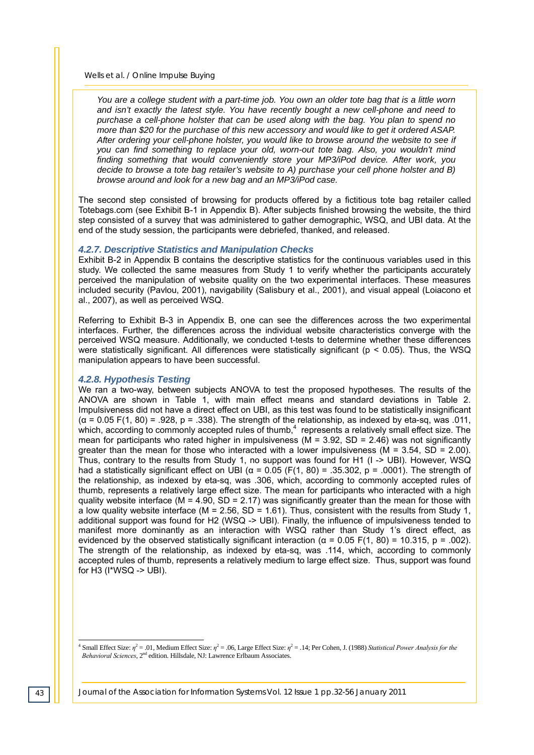*You are a college student with a part-time job. You own an older tote bag that is a little worn and isn't exactly the latest style. You have recently bought a new cell-phone and need to purchase a cell-phone holster that can be used along with the bag. You plan to spend no more than $20 for the purchase of this new accessory and would like to get it ordered ASAP. After ordering your cell-phone holster, you would like to browse around the website to see if you can find something to replace your old, worn-out tote bag. Also, you wouldn't mind finding something that would conveniently store your MP3/iPod device. After work, you decide to browse a tote bag retailer's website to A) purchase your cell phone holster and B) browse around and look for a new bag and an MP3/iPod case.*

The second step consisted of browsing for products offered by a fictitious tote bag retailer called Totebags.com (see Exhibit B-1 in Appendix B). After subjects finished browsing the website, the third step consisted of a survey that was administered to gather demographic, WSQ, and UBI data. At the end of the study session, the participants were debriefed, thanked, and released.

### 4.2.7. Descriptive Statistics and Manipulation Checks

Exhibit B-2 in Appendix B contains the descriptive statistics for the continuous variables used in this study. We collected the same measures from Study 1 to verify whether the participants accurately perceived the manipulation of website quality on the two experimental interfaces. These measures included security (Pavlou, 2001), navigability (Salisbury et al., 2001), and visual appeal (Loiacono et al., 2007), as well as perceived WSQ.

Referring to Exhibit B-3 in Appendix B, one can see the differences across the two experimental interfaces. Further, the differences across the individual website characteristics converge with the perceived WSQ measure. Additionally, we conducted t-tests to determine whether these differences were statistically significant. All differences were statistically significant ($p < 0.05$). Thus, the WSQ manipulation appears to have been successful.

### 4.2.8. Hypothesis Testing

We ran a two-way, between subjects ANOVA to test the proposed hypotheses. The results of the ANOVA are shown in Table 1, with main effect means and standard deviations in Table 2. Impulsiveness did not have a direct effect on UBI, as this test was found to be statistically insignificant ($\alpha = 0.05$ $F(1, 80) = .928$, $p = .338$). The strength of the relationship, as indexed by eta-sq, was .011, which, according to commonly accepted rules of thumb,[4] represents a relatively small effect size. The mean for participants who rated higher in impulsiveness ($M = 3.92$, $SD = 2.46$) was not significantly greater than the mean for those who interacted with a lower impulsiveness ($M = 3.54$, $SD = 2.00$). Thus, contrary to the results from Study 1, no support was found for H1 (I -> UBI). However, WSQ had a statistically significant effect on UBI ($\alpha = 0.05$ ($F(1, 80) = .35.302$, $p = .0001$). The strength of the relationship, as indexed by eta-sq, was .306, which, according to commonly accepted rules of thumb, represents a relatively large effect size. The mean for participants who interacted with a high quality website interface ($M = 4.90$, $SD = 2.17$) was significantly greater than the mean for those with a low quality website interface ($M = 2.56$, $SD = 1.61$). Thus, consistent with the results from Study 1, additional support was found for H2 (WSQ -> UBI). Finally, the influence of impulsiveness tended to manifest more dominantly as an interaction with WSQ rather than Study 1's direct effect, as evidenced by the observed statistically significant interaction ($\alpha = 0.05$ $F(1, 80) = 10.315$, $p = .002$). The strength of the relationship, as indexed by eta-sq, was .114, which, according to commonly accepted rules of thumb, represents a relatively medium to large effect size. Thus, support was found for H3 (I*WSQ -> UBI).

[4] Small Effect Size: $\eta^2 = .01$, Medium Effect Size: $\eta^2 = .06$, Large Effect Size: $\eta^2 = .14$; Per Cohen, J. (1988) *Statistical Power Analysis for the Behavioral Sciences*, 2nd edition. Hillsdale, NJ: Lawrence Erlbaum Associates.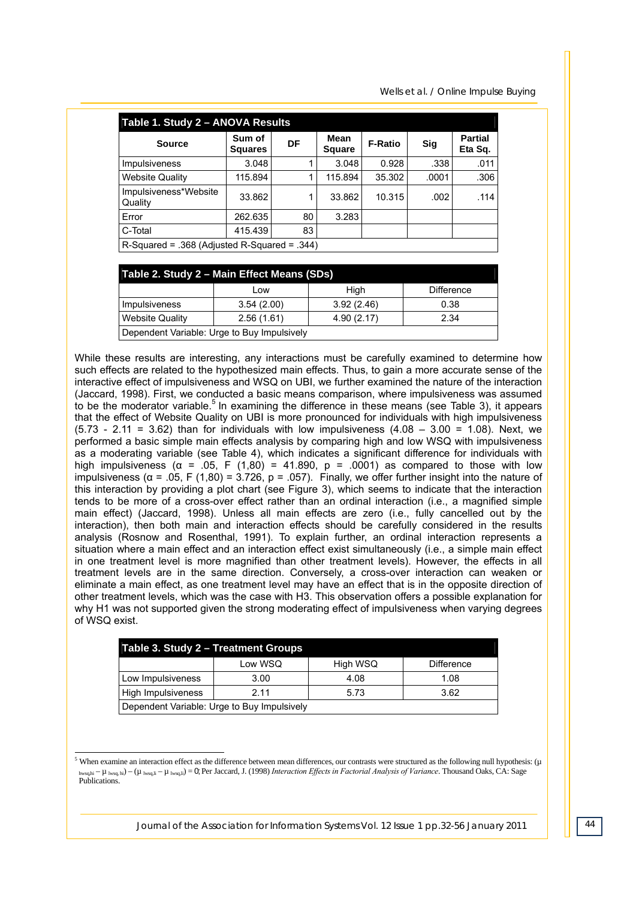**Table 1. Study 2 – ANOVA Results**

| Source | Sum of Squares | DF | Mean Square | F-Ratio | Sig | Partial Eta Sq. |
|---|---|---|---|---|---|---|
| Impulsiveness | 3.048 | 1 | 3.048 | 0.928 | .338 | .011 |
| Website Quality | 115.894 | 1 | 115.894 | 35.302 | .0001 | .306 |
| Impulsiveness*Website Quality | 33.862 | 1 | 33.862 | 10.315 | .002 | .114 |
| Error | 262.635 | 80 | 3.283 | | | |
| C-Total | 415.439 | 83 | | | | |
| R-Squared = .368 (Adjusted R-Squared = .344) | | | | | | |

**Table 2. Study 2 – Main Effect Means (SDs)**

| | Low | High | Difference |
|---|---|---|---|
| Impulsiveness | 3.54 (2.00) | 3.92 (2.46) | 0.38 |
| Website Quality | 2.56 (1.61) | 4.90 (2.17) | 2.34 |
| Dependent Variable: Urge to Buy Impulsively | | | |

While these results are interesting, any interactions must be carefully examined to determine how such effects are related to the hypothesized main effects. Thus, to gain a more accurate sense of the interactive effect of impulsiveness and WSQ on UBI, we further examined the nature of the interaction (Jaccard, 1998). First, we conducted a basic means comparison, where impulsiveness was assumed to be the moderator variable.[5] In examining the difference in these means (see Table 3), it appears that the effect of Website Quality on UBI is more pronounced for individuals with high impulsiveness (5.73 - 2.11 = 3.62) than for individuals with low impulsiveness (4.08 – 3.00 = 1.08). Next, we performed a basic simple main effects analysis by comparing high and low WSQ with impulsiveness as a moderating variable (see Table 4), which indicates a significant difference for individuals with high impulsiveness ($\alpha = .05$, $F(1,80) = 41.890$, $p = .0001$) as compared to those with low impulsiveness ($\alpha = .05$, $F(1,80) = 3.726$, $p = .057$). Finally, we offer further insight into the nature of this interaction by providing a plot chart (see Figure 3), which seems to indicate that the interaction tends to be more of a cross-over effect rather than an ordinal interaction (i.e., a magnified simple main effect) (Jaccard, 1998). Unless all main effects are zero (i.e., fully cancelled out by the interaction), then both main and interaction effects should be carefully considered in the results analysis (Rosnow and Rosenthal, 1991). To explain further, an ordinal interaction represents a situation where a main effect and an interaction effect exist simultaneously (i.e., a simple main effect in one treatment level is more magnified than other treatment levels). However, the effects in all treatment levels are in the same direction. Conversely, a cross-over interaction can weaken or eliminate a main effect, as one treatment level may have an effect that is in the opposite direction of other treatment levels, which was the case with H3. This observation offers a possible explanation for why H1 was not supported given the strong moderating effect of impulsiveness when varying degrees of WSQ exist.

**Table 3. Study 2 – Treatment Groups**

| | Low WSQ | High WSQ | Difference |
|---|---|---|---|
| Low Impulsiveness | 3.00 | 4.08 | 1.08 |
| High Impulsiveness | 2.11 | 5.73 | 3.62 |
| Dependent Variable: Urge to Buy Impulsively | | | |

[5] When examine an interaction effect as the difference between mean differences, our contrasts were structured as the following null hypothesis: $(\mu_{hwsq,hi} - \mu_{lwsq,hi}) - (\mu_{hwsq,li} - \mu_{lwsq,li}) = 0$; Per Jaccard, J. (1998) *Interaction Effects in Factorial Analysis of Variance*. Thousand Oaks, CA: Sage Publications.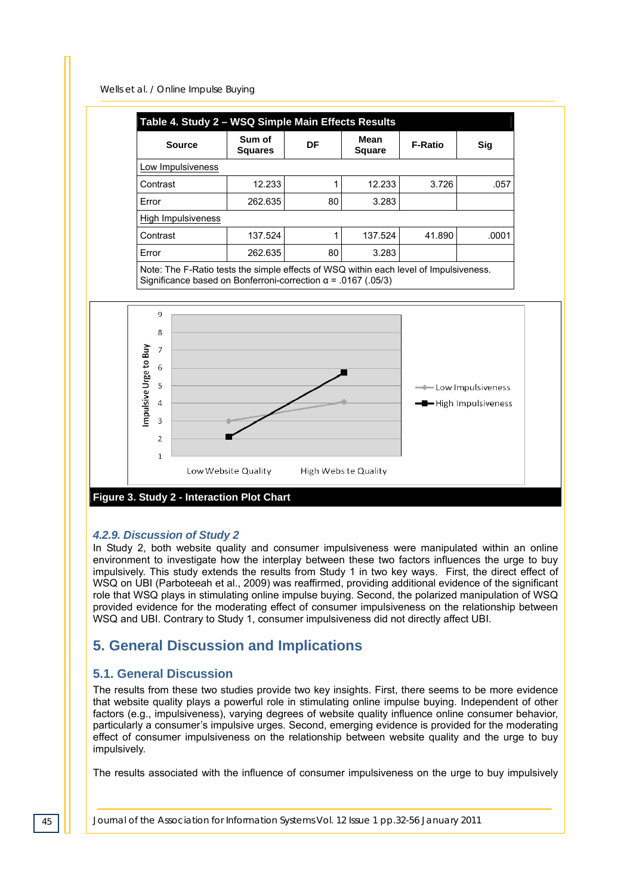**Table 4. Study 2 – WSQ Simple Main Effects Results**

| Source | Sum of Squares | DF | Mean Square | F-Ratio | Sig |
|---|---|---|---|---|---|
| Low Impulsiveness | | | | | |
| Contrast | 12.233 | 1 | 12.233 | 3.726 | .057 |
| Error | 262.635 | 80 | 3.283 | | |
| High Impulsiveness | | | | | |
| Contrast | 137.524 | 1 | 137.524 | 41.890 | .0001 |
| Error | 262.635 | 80 | 3.283 | | |

Note: The F-Ratio tests the simple effects of WSQ within each level of Impulsiveness. Significance based on Bonferroni-correction α = .0167 (.05/3)

**Figure 3. Study 2 - Interaction Plot Chart**

### *4.2.9. Discussion of Study 2*

In Study 2, both website quality and consumer impulsiveness were manipulated within an online environment to investigate how the interplay between these two factors influences the urge to buy impulsively. This study extends the results from Study 1 in two key ways. First, the direct effect of WSQ on UBI (Parboteeah et al., 2009) was reaffirmed, providing additional evidence of the significant role that WSQ plays in stimulating online impulse buying. Second, the polarized manipulation of WSQ provided evidence for the moderating effect of consumer impulsiveness on the relationship between WSQ and UBI. Contrary to Study 1, consumer impulsiveness did not directly affect UBI.

# 5. General Discussion and Implications

## 5.1. General Discussion

The results from these two studies provide two key insights. First, there seems to be more evidence that website quality plays a powerful role in stimulating online impulse buying. Independent of other factors (e.g., impulsiveness), varying degrees of website quality influence online consumer behavior, particularly a consumer's impulsive urges. Second, emerging evidence is provided for the moderating effect of consumer impulsiveness on the relationship between website quality and the urge to buy impulsively.

The results associated with the influence of consumer impulsiveness on the urge to buy impulsively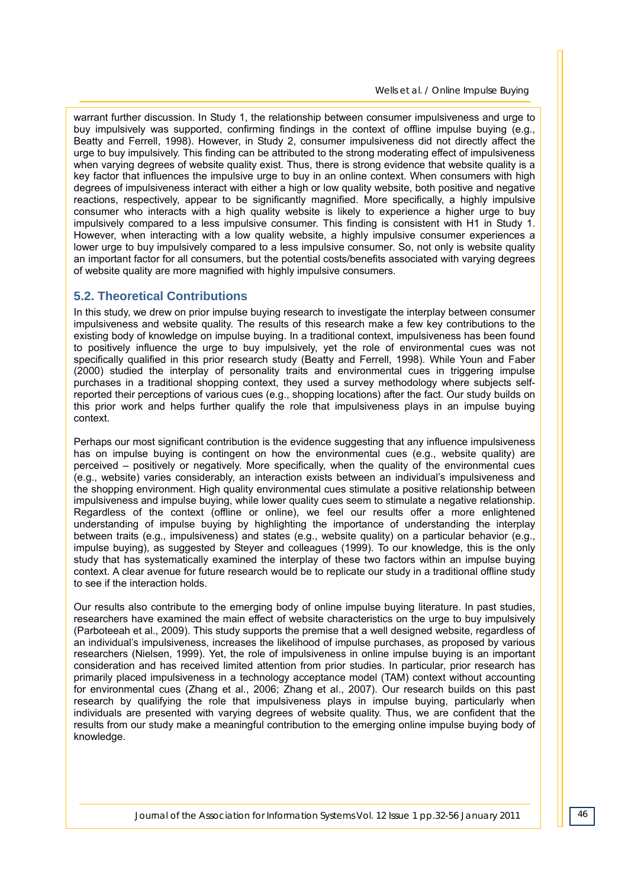warrant further discussion. In Study 1, the relationship between consumer impulsiveness and urge to buy impulsively was supported, confirming findings in the context of offline impulse buying (e.g., Beatty and Ferrell, 1998). However, in Study 2, consumer impulsiveness did not directly affect the urge to buy impulsively. This finding can be attributed to the strong moderating effect of impulsiveness when varying degrees of website quality exist. Thus, there is strong evidence that website quality is a key factor that influences the impulsive urge to buy in an online context. When consumers with high degrees of impulsiveness interact with either a high or low quality website, both positive and negative reactions, respectively, appear to be significantly magnified. More specifically, a highly impulsive consumer who interacts with a high quality website is likely to experience a higher urge to buy impulsively compared to a less impulsive consumer. This finding is consistent with H1 in Study 1. However, when interacting with a low quality website, a highly impulsive consumer experiences a lower urge to buy impulsively compared to a less impulsive consumer. So, not only is website quality an important factor for all consumers, but the potential costs/benefits associated with varying degrees of website quality are more magnified with highly impulsive consumers.

## 5.2. Theoretical Contributions

In this study, we drew on prior impulse buying research to investigate the interplay between consumer impulsiveness and website quality. The results of this research make a few key contributions to the existing body of knowledge on impulse buying. In a traditional context, impulsiveness has been found to positively influence the urge to buy impulsively, yet the role of environmental cues was not specifically qualified in this prior research study (Beatty and Ferrell, 1998). While Youn and Faber (2000) studied the interplay of personality traits and environmental cues in triggering impulse purchases in a traditional shopping context, they used a survey methodology where subjects self-reported their perceptions of various cues (e.g., shopping locations) after the fact. Our study builds on this prior work and helps further qualify the role that impulsiveness plays in an impulse buying context.

Perhaps our most significant contribution is the evidence suggesting that any influence impulsiveness has on impulse buying is contingent on how the environmental cues (e.g., website quality) are perceived – positively or negatively. More specifically, when the quality of the environmental cues (e.g., website) varies considerably, an interaction exists between an individual's impulsiveness and the shopping environment. High quality environmental cues stimulate a positive relationship between impulsiveness and impulse buying, while lower quality cues seem to stimulate a negative relationship. Regardless of the context (offline or online), we feel our results offer a more enlightened understanding of impulse buying by highlighting the importance of understanding the interplay between traits (e.g., impulsiveness) and states (e.g., website quality) on a particular behavior (e.g., impulse buying), as suggested by Steyer and colleagues (1999). To our knowledge, this is the only study that has systematically examined the interplay of these two factors within an impulse buying context. A clear avenue for future research would be to replicate our study in a traditional offline study to see if the interaction holds.

Our results also contribute to the emerging body of online impulse buying literature. In past studies, researchers have examined the main effect of website characteristics on the urge to buy impulsively (Parboteeah et al., 2009). This study supports the premise that a well designed website, regardless of an individual's impulsiveness, increases the likelihood of impulse purchases, as proposed by various researchers (Nielsen, 1999). Yet, the role of impulsiveness in online impulse buying is an important consideration and has received limited attention from prior studies. In particular, prior research has primarily placed impulsiveness in a technology acceptance model (TAM) context without accounting for environmental cues (Zhang et al., 2006; Zhang et al., 2007). Our research builds on this past research by qualifying the role that impulsiveness plays in impulse buying, particularly when individuals are presented with varying degrees of website quality. Thus, we are confident that the results from our study make a meaningful contribution to the emerging online impulse buying body of knowledge.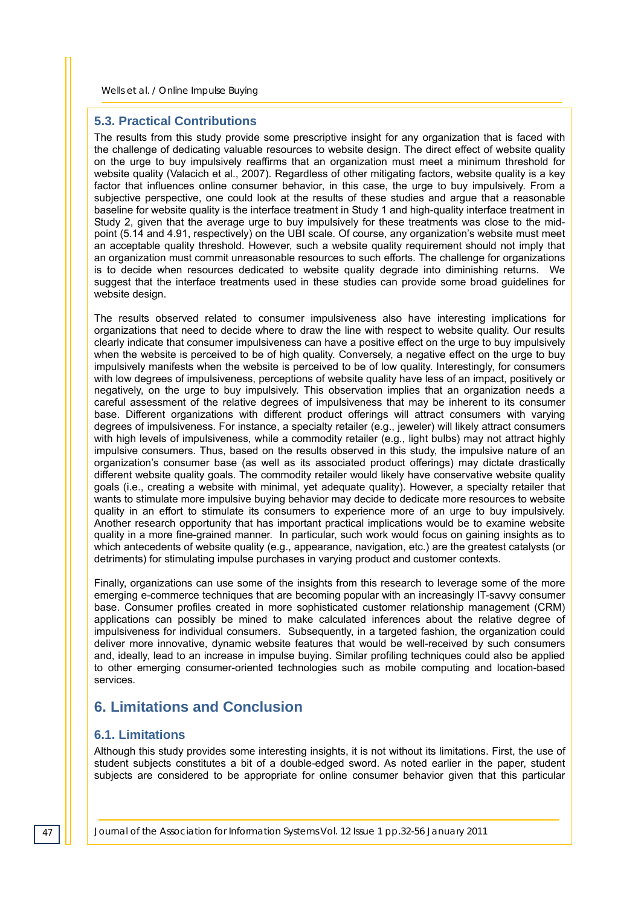### 5.3. Practical Contributions

The results from this study provide some prescriptive insight for any organization that is faced with the challenge of dedicating valuable resources to website design. The direct effect of website quality on the urge to buy impulsively reaffirms that an organization must meet a minimum threshold for website quality (Valacich et al., 2007). Regardless of other mitigating factors, website quality is a key factor that influences online consumer behavior, in this case, the urge to buy impulsively. From a subjective perspective, one could look at the results of these studies and argue that a reasonable baseline for website quality is the interface treatment in Study 1 and high-quality interface treatment in Study 2, given that the average urge to buy impulsively for these treatments was close to the mid-point (5.14 and 4.91, respectively) on the UBI scale. Of course, any organization's website must meet an acceptable quality threshold. However, such a website quality requirement should not imply that an organization must commit unreasonable resources to such efforts. The challenge for organizations is to decide when resources dedicated to website quality degrade into diminishing returns. We suggest that the interface treatments used in these studies can provide some broad guidelines for website design.

The results observed related to consumer impulsiveness also have interesting implications for organizations that need to decide where to draw the line with respect to website quality. Our results clearly indicate that consumer impulsiveness can have a positive effect on the urge to buy impulsively when the website is perceived to be of high quality. Conversely, a negative effect on the urge to buy impulsively manifests when the website is perceived to be of low quality. Interestingly, for consumers with low degrees of impulsiveness, perceptions of website quality have less of an impact, positively or negatively, on the urge to buy impulsively. This observation implies that an organization needs a careful assessment of the relative degrees of impulsiveness that may be inherent to its consumer base. Different organizations with different product offerings will attract consumers with varying degrees of impulsiveness. For instance, a specialty retailer (e.g., jeweler) will likely attract consumers with high levels of impulsiveness, while a commodity retailer (e.g., light bulbs) may not attract highly impulsive consumers. Thus, based on the results observed in this study, the impulsive nature of an organization's consumer base (as well as its associated product offerings) may dictate drastically different website quality goals. The commodity retailer would likely have conservative website quality goals (i.e., creating a website with minimal, yet adequate quality). However, a specialty retailer that wants to stimulate more impulsive buying behavior may decide to dedicate more resources to website quality in an effort to stimulate its consumers to experience more of an urge to buy impulsively. Another research opportunity that has important practical implications would be to examine website quality in a more fine-grained manner. In particular, such work would focus on gaining insights as to which antecedents of website quality (e.g., appearance, navigation, etc.) are the greatest catalysts (or detriments) for stimulating impulse purchases in varying product and customer contexts.

Finally, organizations can use some of the insights from this research to leverage some of the more emerging e-commerce techniques that are becoming popular with an increasingly IT-savvy consumer base. Consumer profiles created in more sophisticated customer relationship management (CRM) applications can possibly be mined to make calculated inferences about the relative degree of impulsiveness for individual consumers. Subsequently, in a targeted fashion, the organization could deliver more innovative, dynamic website features that would be well-received by such consumers and, ideally, lead to an increase in impulse buying. Similar profiling techniques could also be applied to other emerging consumer-oriented technologies such as mobile computing and location-based services.

## 6. Limitations and Conclusion

### 6.1. Limitations

Although this study provides some interesting insights, it is not without its limitations. First, the use of student subjects constitutes a bit of a double-edged sword. As noted earlier in the paper, student subjects are considered to be appropriate for online consumer behavior given that this particular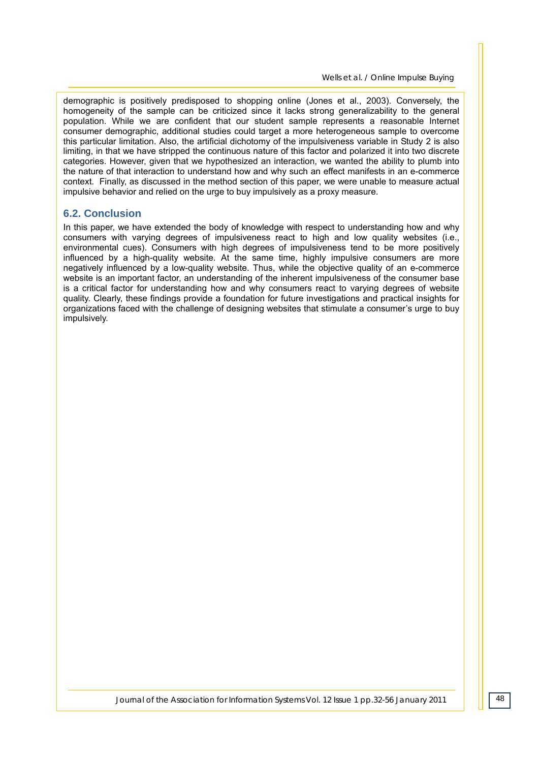demographic is positively predisposed to shopping online (Jones et al., 2003). Conversely, the homogeneity of the sample can be criticized since it lacks strong generalizability to the general population. While we are confident that our student sample represents a reasonable Internet consumer demographic, additional studies could target a more heterogeneous sample to overcome this particular limitation. Also, the artificial dichotomy of the impulsiveness variable in Study 2 is also limiting, in that we have stripped the continuous nature of this factor and polarized it into two discrete categories. However, given that we hypothesized an interaction, we wanted the ability to plumb into the nature of that interaction to understand how and why such an effect manifests in an e-commerce context. Finally, as discussed in the method section of this paper, we were unable to measure actual impulsive behavior and relied on the urge to buy impulsively as a proxy measure.

### 6.2. Conclusion

In this paper, we have extended the body of knowledge with respect to understanding how and why consumers with varying degrees of impulsiveness react to high and low quality websites (i.e., environmental cues). Consumers with high degrees of impulsiveness tend to be more positively influenced by a high-quality website. At the same time, highly impulsive consumers are more negatively influenced by a low-quality website. Thus, while the objective quality of an e-commerce website is an important factor, an understanding of the inherent impulsiveness of the consumer base is a critical factor for understanding how and why consumers react to varying degrees of website quality. Clearly, these findings provide a foundation for future investigations and practical insights for organizations faced with the challenge of designing websites that stimulate a consumer's urge to buy impulsively.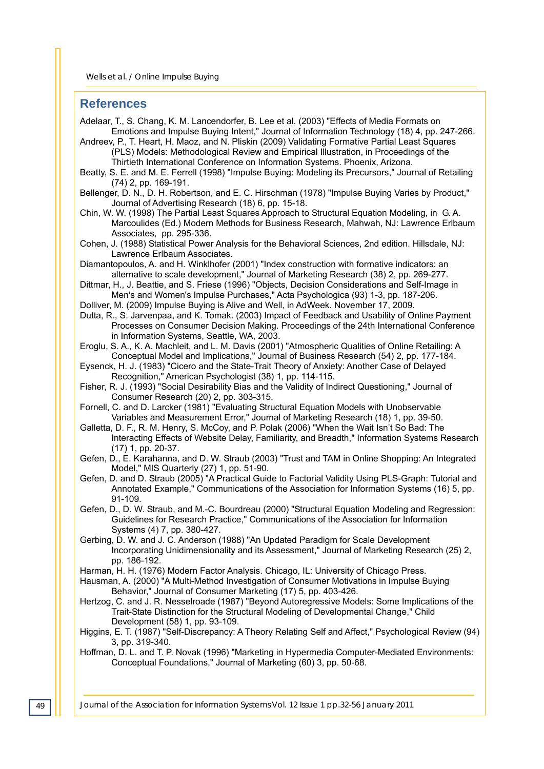## References

Adelaar, T., S. Chang, K. M. Lancendorfer, B. Lee et al. (2003) "Effects of Media Formats on Emotions and Impulse Buying Intent," Journal of Information Technology (18) 4, pp. 247-266.

Andreev, P., T. Heart, H. Maoz, and N. Pliskin (2009) Validating Formative Partial Least Squares (PLS) Models: Methodological Review and Empirical Illustration, in Proceedings of the Thirtieth International Conference on Information Systems. Phoenix, Arizona.

Beatty, S. E. and M. E. Ferrell (1998) "Impulse Buying: Modeling its Precursors," Journal of Retailing (74) 2, pp. 169-191.

Bellenger, D. N., D. H. Robertson, and E. C. Hirschman (1978) "Impulse Buying Varies by Product," Journal of Advertising Research (18) 6, pp. 15-18.

Chin, W. W. (1998) The Partial Least Squares Approach to Structural Equation Modeling, in G. A. Marcoulides (Ed.) Modern Methods for Business Research, Mahwah, NJ: Lawrence Erlbaum Associates, pp. 295-336.

Cohen, J. (1988) Statistical Power Analysis for the Behavioral Sciences, 2nd edition. Hillsdale, NJ: Lawrence Erlbaum Associates.

Diamantopoulos, A. and H. Winklhofer (2001) "Index construction with formative indicators: an alternative to scale development," Journal of Marketing Research (38) 2, pp. 269-277.

Dittmar, H., J. Beattie, and S. Friese (1996) "Objects, Decision Considerations and Self-Image in Men's and Women's Impulse Purchases," Acta Psychologica (93) 1-3, pp. 187-206.

Dolliver, M. (2009) Impulse Buying is Alive and Well, in AdWeek. November 17, 2009.

Dutta, R., S. Jarvenpaa, and K. Tomak. (2003) Impact of Feedback and Usability of Online Payment Processes on Consumer Decision Making. Proceedings of the 24th International Conference in Information Systems, Seattle, WA, 2003.

Eroglu, S. A., K. A. Machleit, and L. M. Davis (2001) "Atmospheric Qualities of Online Retailing: A Conceptual Model and Implications," Journal of Business Research (54) 2, pp. 177-184.

Eysenck, H. J. (1983) "Cicero and the State-Trait Theory of Anxiety: Another Case of Delayed Recognition," American Psychologist (38) 1, pp. 114-115.

Fisher, R. J. (1993) "Social Desirability Bias and the Validity of Indirect Questioning," Journal of Consumer Research (20) 2, pp. 303-315.

Fornell, C. and D. Larcker (1981) "Evaluating Structural Equation Models with Unobservable Variables and Measurement Error," Journal of Marketing Research (18) 1, pp. 39-50.

Galletta, D. F., R. M. Henry, S. McCoy, and P. Polak (2006) "When the Wait Isn't So Bad: The Interacting Effects of Website Delay, Familiarity, and Breadth," Information Systems Research (17) 1, pp. 20-37.

Gefen, D., E. Karahanna, and D. W. Straub (2003) "Trust and TAM in Online Shopping: An Integrated Model," MIS Quarterly (27) 1, pp. 51-90.

Gefen, D. and D. Straub (2005) "A Practical Guide to Factorial Validity Using PLS-Graph: Tutorial and Annotated Example," Communications of the Association for Information Systems (16) 5, pp. 91-109.

Gefen, D., D. W. Straub, and M.-C. Bourdreau (2000) "Structural Equation Modeling and Regression: Guidelines for Research Practice," Communications of the Association for Information Systems (4) 7, pp. 380-427.

Gerbing, D. W. and J. C. Anderson (1988) "An Updated Paradigm for Scale Development Incorporating Unidimensionality and its Assessment," Journal of Marketing Research (25) 2, pp. 186-192.

Harman, H. H. (1976) Modern Factor Analysis. Chicago, IL: University of Chicago Press.

Hausman, A. (2000) "A Multi-Method Investigation of Consumer Motivations in Impulse Buying Behavior," Journal of Consumer Marketing (17) 5, pp. 403-426.

Hertzog, C. and J. R. Nesselroade (1987) "Beyond Autoregressive Models: Some Implications of the Trait-State Distinction for the Structural Modeling of Developmental Change," Child Development (58) 1, pp. 93-109.

Higgins, E. T. (1987) "Self-Discrepancy: A Theory Relating Self and Affect," Psychological Review (94) 3, pp. 319-340.

Hoffman, D. L. and T. P. Novak (1996) "Marketing in Hypermedia Computer-Mediated Environments: Conceptual Foundations," Journal of Marketing (60) 3, pp. 50-68.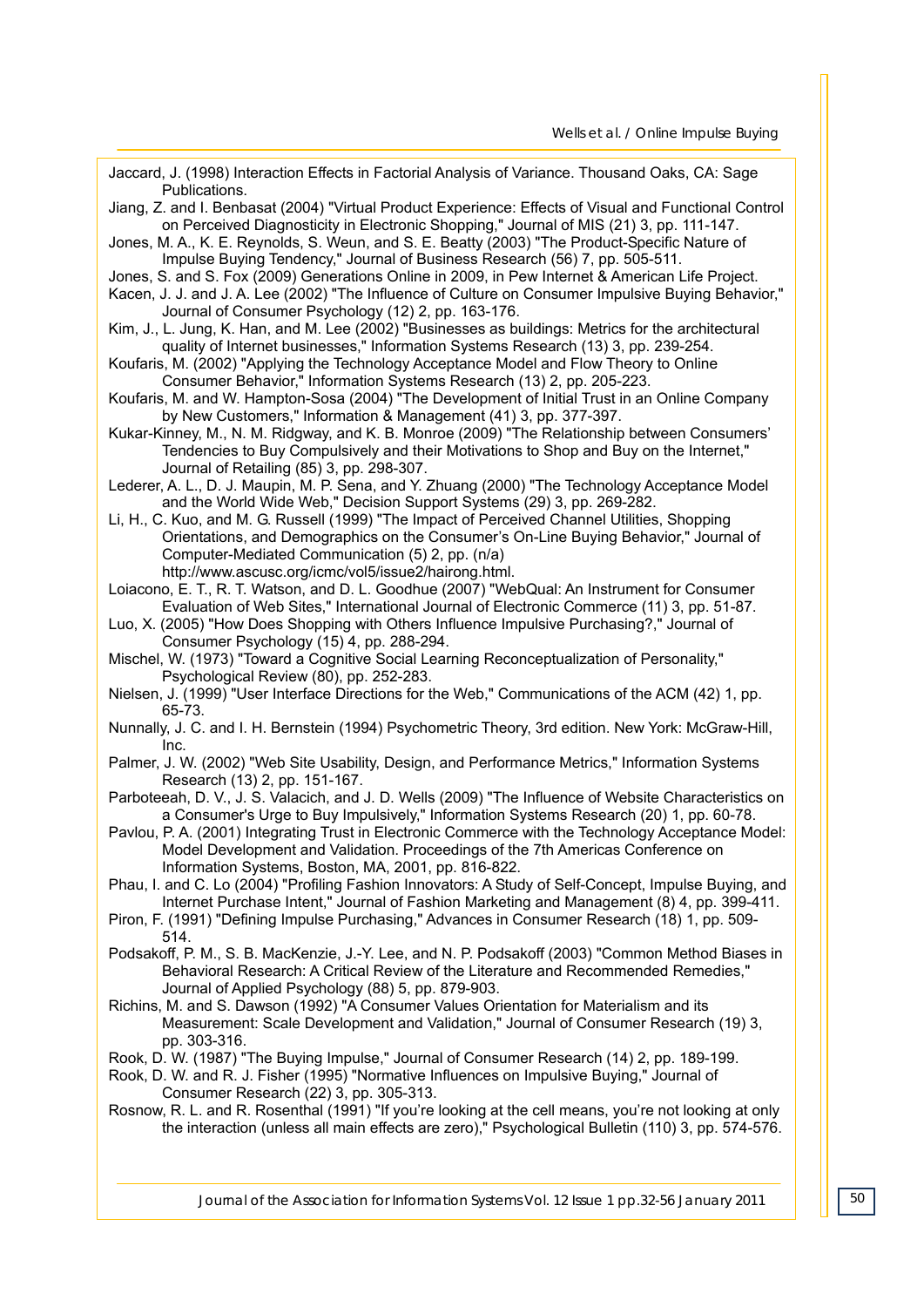Jaccard, J. (1998) Interaction Effects in Factorial Analysis of Variance. Thousand Oaks, CA: Sage Publications.

Jiang, Z. and I. Benbasat (2004) "Virtual Product Experience: Effects of Visual and Functional Control on Perceived Diagnosticity in Electronic Shopping," Journal of MIS (21) 3, pp. 111-147.

Jones, M. A., K. E. Reynolds, S. Weun, and S. E. Beatty (2003) "The Product-Specific Nature of Impulse Buying Tendency," Journal of Business Research (56) 7, pp. 505-511.

Jones, S. and S. Fox (2009) Generations Online in 2009, in Pew Internet & American Life Project.

Kacen, J. J. and J. A. Lee (2002) "The Influence of Culture on Consumer Impulsive Buying Behavior," Journal of Consumer Psychology (12) 2, pp. 163-176.

Kim, J., L. Jung, K. Han, and M. Lee (2002) "Businesses as buildings: Metrics for the architectural quality of Internet businesses," Information Systems Research (13) 3, pp. 239-254.

Koufaris, M. (2002) "Applying the Technology Acceptance Model and Flow Theory to Online Consumer Behavior," Information Systems Research (13) 2, pp. 205-223.

Koufaris, M. and W. Hampton-Sosa (2004) "The Development of Initial Trust in an Online Company by New Customers," Information & Management (41) 3, pp. 377-397.

Kukar-Kinney, M., N. M. Ridgway, and K. B. Monroe (2009) "The Relationship between Consumers' Tendencies to Buy Compulsively and their Motivations to Shop and Buy on the Internet," Journal of Retailing (85) 3, pp. 298-307.

Lederer, A. L., D. J. Maupin, M. P. Sena, and Y. Zhuang (2000) "The Technology Acceptance Model and the World Wide Web," Decision Support Systems (29) 3, pp. 269-282.

Li, H., C. Kuo, and M. G. Russell (1999) "The Impact of Perceived Channel Utilities, Shopping Orientations, and Demographics on the Consumer's On-Line Buying Behavior," Journal of Computer-Mediated Communication (5) 2, pp. (n/a) http://www.ascusc.org/jcmc/vol5/issue2/hairong.html.

Loiacono, E. T., R. T. Watson, and D. L. Goodhue (2007) "WebQual: An Instrument for Consumer Evaluation of Web Sites," International Journal of Electronic Commerce (11) 3, pp. 51-87.

Luo, X. (2005) "How Does Shopping with Others Influence Impulsive Purchasing?," Journal of Consumer Psychology (15) 4, pp. 288-294.

Mischel, W. (1973) "Toward a Cognitive Social Learning Reconceptualization of Personality," Psychological Review (80), pp. 252-283.

Nielsen, J. (1999) "User Interface Directions for the Web," Communications of the ACM (42) 1, pp. 65-73.

Nunnally, J. C. and I. H. Bernstein (1994) Psychometric Theory, 3rd edition. New York: McGraw-Hill, Inc.

Palmer, J. W. (2002) "Web Site Usability, Design, and Performance Metrics," Information Systems Research (13) 2, pp. 151-167.

Parboteeah, D. V., J. S. Valacich, and J. D. Wells (2009) "The Influence of Website Characteristics on a Consumer's Urge to Buy Impulsively," Information Systems Research (20) 1, pp. 60-78.

Pavlou, P. A. (2001) Integrating Trust in Electronic Commerce with the Technology Acceptance Model: Model Development and Validation. Proceedings of the 7th Americas Conference on Information Systems, Boston, MA, 2001, pp. 816-822.

Phau, I. and C. Lo (2004) "Profiling Fashion Innovators: A Study of Self-Concept, Impulse Buying, and Internet Purchase Intent," Journal of Fashion Marketing and Management (8) 4, pp. 399-411.

Piron, F. (1991) "Defining Impulse Purchasing," Advances in Consumer Research (18) 1, pp. 509-514.

Podsakoff, P. M., S. B. MacKenzie, J.-Y. Lee, and N. P. Podsakoff (2003) "Common Method Biases in Behavioral Research: A Critical Review of the Literature and Recommended Remedies," Journal of Applied Psychology (88) 5, pp. 879-903.

Richins, M. and S. Dawson (1992) "A Consumer Values Orientation for Materialism and its Measurement: Scale Development and Validation," Journal of Consumer Research (19) 3, pp. 303-316.

Rook, D. W. (1987) "The Buying Impulse," Journal of Consumer Research (14) 2, pp. 189-199.

Rook, D. W. and R. J. Fisher (1995) "Normative Influences on Impulsive Buying," Journal of Consumer Research (22) 3, pp. 305-313.

Rosnow, R. L. and R. Rosenthal (1991) "If you're looking at the cell means, you're not looking at only the interaction (unless all main effects are zero)," Psychological Bulletin (110) 3, pp. 574-576.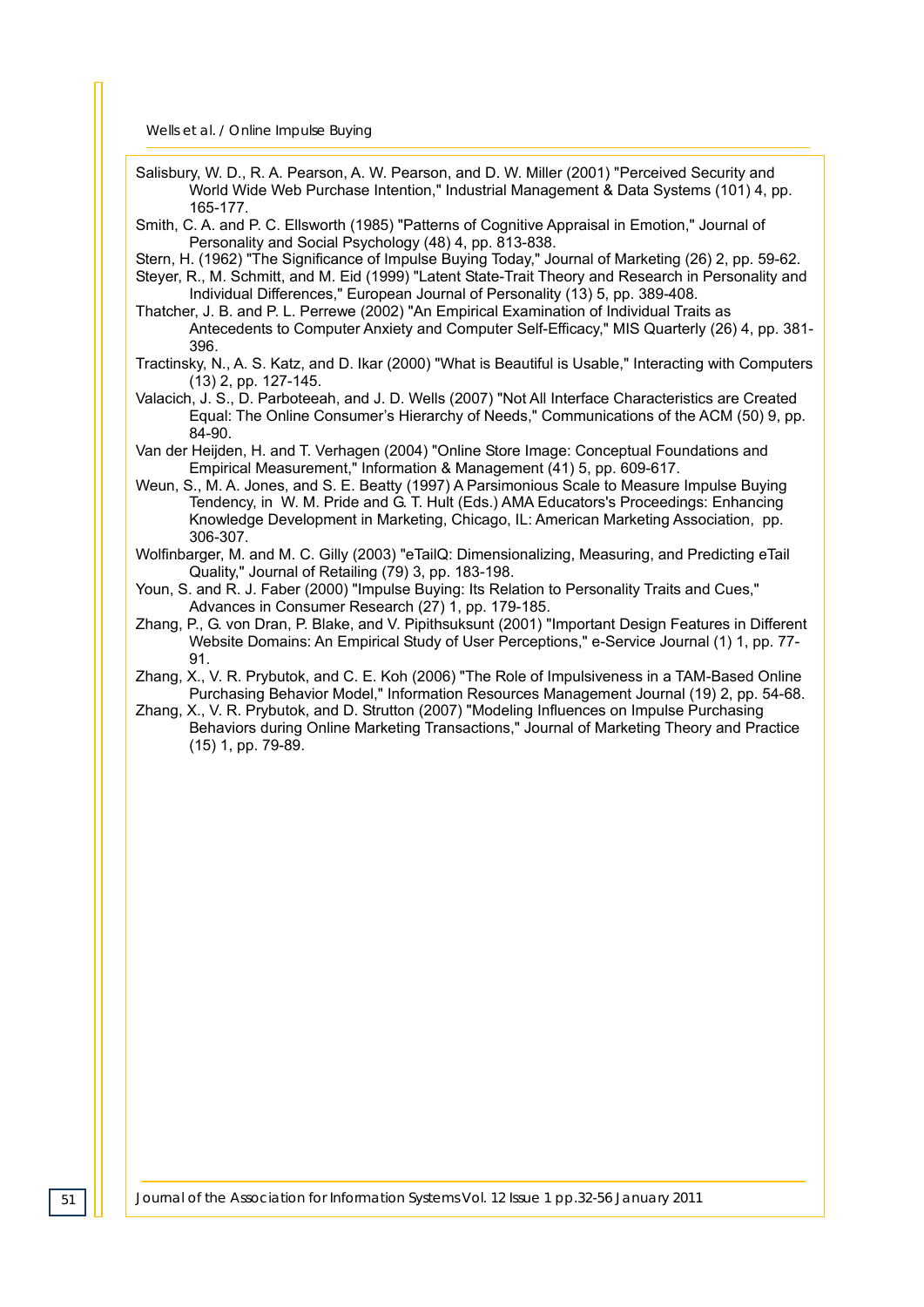Salisbury, W. D., R. A. Pearson, A. W. Pearson, and D. W. Miller (2001) "Perceived Security and World Wide Web Purchase Intention," Industrial Management & Data Systems (101) 4, pp. 165-177.

Smith, C. A. and P. C. Ellsworth (1985) "Patterns of Cognitive Appraisal in Emotion," Journal of Personality and Social Psychology (48) 4, pp. 813-838.

Stern, H. (1962) "The Significance of Impulse Buying Today," Journal of Marketing (26) 2, pp. 59-62.

Steyer, R., M. Schmitt, and M. Eid (1999) "Latent State-Trait Theory and Research in Personality and Individual Differences," European Journal of Personality (13) 5, pp. 389-408.

Thatcher, J. B. and P. L. Perrewe (2002) "An Empirical Examination of Individual Traits as Antecedents to Computer Anxiety and Computer Self-Efficacy," MIS Quarterly (26) 4, pp. 381-396.

Tractinsky, N., A. S. Katz, and D. Ikar (2000) "What is Beautiful is Usable," Interacting with Computers (13) 2, pp. 127-145.

Valacich, J. S., D. Parboteeah, and J. D. Wells (2007) "Not All Interface Characteristics are Created Equal: The Online Consumer's Hierarchy of Needs," Communications of the ACM (50) 9, pp. 84-90.

Van der Heijden, H. and T. Verhagen (2004) "Online Store Image: Conceptual Foundations and Empirical Measurement," Information & Management (41) 5, pp. 609-617.

Weun, S., M. A. Jones, and S. E. Beatty (1997) A Parsimonious Scale to Measure Impulse Buying Tendency, in W. M. Pride and G. T. Hult (Eds.) AMA Educators's Proceedings: Enhancing Knowledge Development in Marketing, Chicago, IL: American Marketing Association, pp. 306-307.

Wolfinbarger, M. and M. C. Gilly (2003) "eTailQ: Dimensionalizing, Measuring, and Predicting eTail Quality," Journal of Retailing (79) 3, pp. 183-198.

Youn, S. and R. J. Faber (2000) "Impulse Buying: Its Relation to Personality Traits and Cues," Advances in Consumer Research (27) 1, pp. 179-185.

Zhang, P., G. von Dran, P. Blake, and V. Pipithsuksunt (2001) "Important Design Features in Different Website Domains: An Empirical Study of User Perceptions," e-Service Journal (1) 1, pp. 77-91.

Zhang, X., V. R. Prybutok, and C. E. Koh (2006) "The Role of Impulsiveness in a TAM-Based Online Purchasing Behavior Model," Information Resources Management Journal (19) 2, pp. 54-68.

Zhang, X., V. R. Prybutok, and D. Strutton (2007) "Modeling Influences on Impulse Purchasing Behaviors during Online Marketing Transactions," Journal of Marketing Theory and Practice (15) 1, pp. 79-89.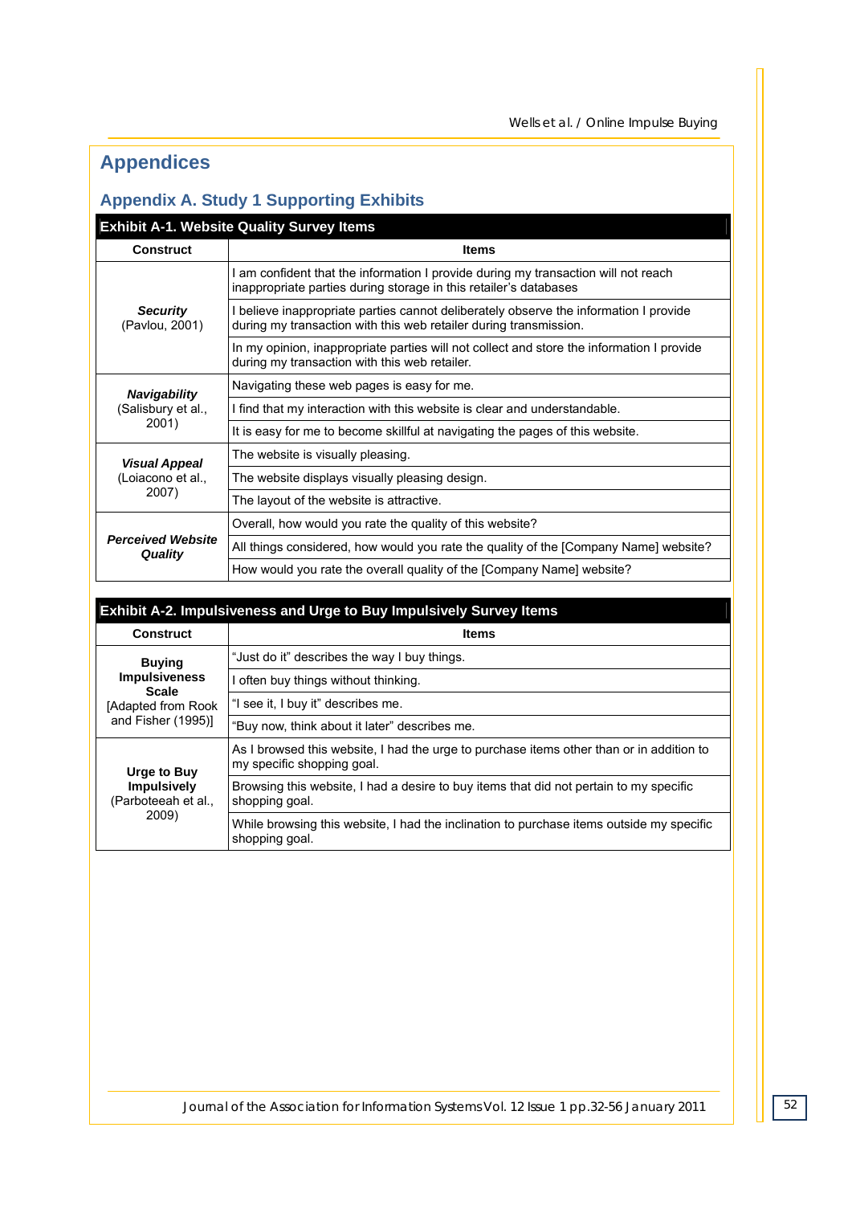# Appendices

## Appendix A. Study 1 Supporting Exhibits

**Exhibit A-1. Website Quality Survey Items**

| Construct | Items |
|---|---|
| ***Security*** (Pavlou, 2001) | I am confident that the information I provide during my transaction will not reach inappropriate parties during storage in this retailer's databases |
| | I believe inappropriate parties cannot deliberately observe the information I provide during my transaction with this web retailer during transmission. |
| | In my opinion, inappropriate parties will not collect and store the information I provide during my transaction with this web retailer. |
| ***Navigability*** (Salisbury et al., 2001) | Navigating these web pages is easy for me. |
| | I find that my interaction with this website is clear and understandable. |
| | It is easy for me to become skillful at navigating the pages of this website. |
| ***Visual Appeal*** (Loiacono et al., 2007) | The website is visually pleasing. |
| | The website displays visually pleasing design. |
| | The layout of the website is attractive. |
| ***Perceived Website Quality*** | Overall, how would you rate the quality of this website? |
| | All things considered, how would you rate the quality of the [Company Name] website? |
| | How would you rate the overall quality of the [Company Name] website? |

**Exhibit A-2. Impulsiveness and Urge to Buy Impulsively Survey Items**

| Construct | Items |
|---|---|
| **Buying Impulsiveness Scale** [Adapted from Rook and Fisher (1995)] | "Just do it" describes the way I buy things. |
| | I often buy things without thinking. |
| | "I see it, I buy it" describes me. |
| | "Buy now, think about it later" describes me. |
| **Urge to Buy Impulsively** (Parboteeah et al., 2009) | As I browsed this website, I had the urge to purchase items other than or in addition to my specific shopping goal. |
| | Browsing this website, I had a desire to buy items that did not pertain to my specific shopping goal. |
| | While browsing this website, I had the inclination to purchase items outside my specific shopping goal. |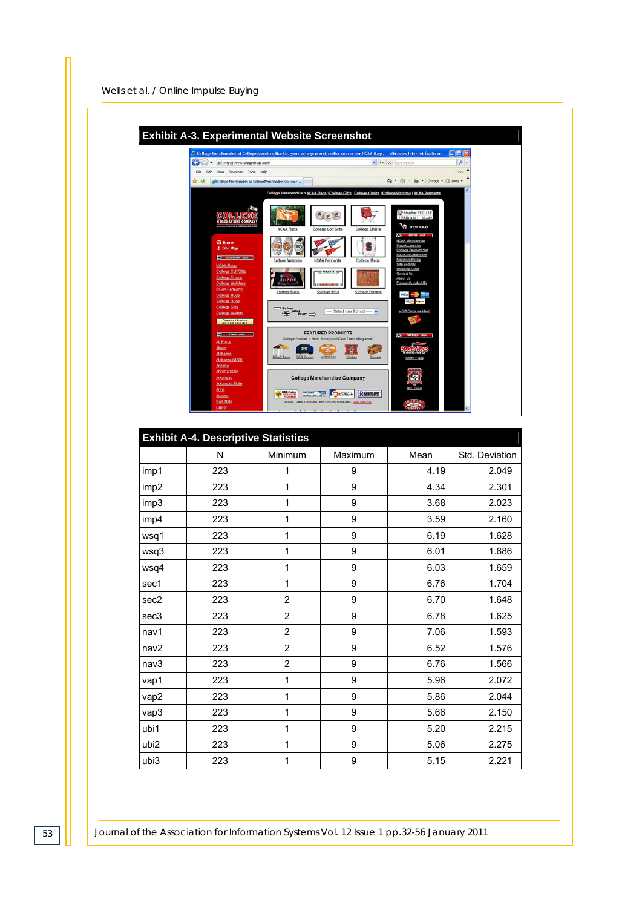**Exhibit A-3. Experimental Website Screenshot**

**Exhibit A-4. Descriptive Statistics**

| | N | Minimum | Maximum | Mean | Std. Deviation |
|---|---|---|---|---|---|
| imp1 | 223 | 1 | 9 | 4.19 | 2.049 |
| imp2 | 223 | 1 | 9 | 4.34 | 2.301 |
| imp3 | 223 | 1 | 9 | 3.68 | 2.023 |
| imp4 | 223 | 1 | 9 | 3.59 | 2.160 |
| wsq1 | 223 | 1 | 9 | 6.19 | 1.628 |
| wsq3 | 223 | 1 | 9 | 6.01 | 1.686 |
| wsq4 | 223 | 1 | 9 | 6.03 | 1.659 |
| sec1 | 223 | 1 | 9 | 6.76 | 1.704 |
| sec2 | 223 | 2 | 9 | 6.70 | 1.648 |
| sec3 | 223 | 2 | 9 | 6.78 | 1.625 |
| nav1 | 223 | 2 | 9 | 7.06 | 1.593 |
| nav2 | 223 | 2 | 9 | 6.52 | 1.576 |
| nav3 | 223 | 2 | 9 | 6.76 | 1.566 |
| vap1 | 223 | 1 | 9 | 5.96 | 2.072 |
| vap2 | 223 | 1 | 9 | 5.86 | 2.044 |
| vap3 | 223 | 1 | 9 | 5.66 | 2.150 |
| ubi1 | 223 | 1 | 9 | 5.20 | 2.215 |
| ubi2 | 223 | 1 | 9 | 5.06 | 2.275 |
| ubi3 | 223 | 1 | 9 | 5.15 | 2.221 |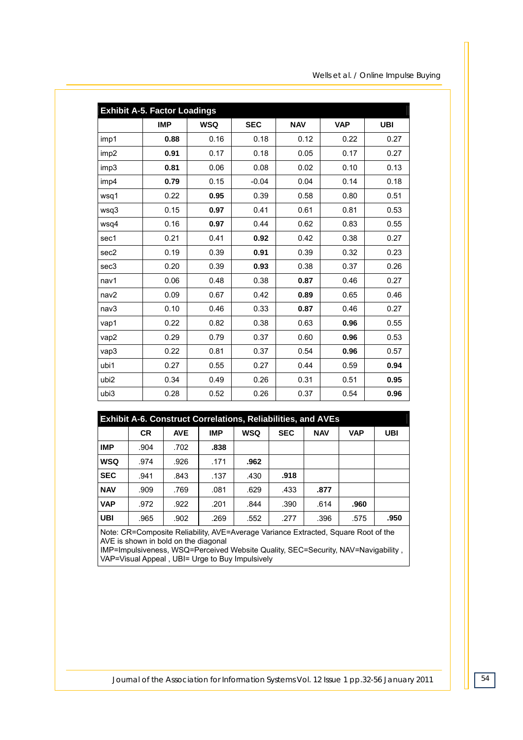**Exhibit A-5. Factor Loadings**

| | IMP | WSQ | SEC | NAV | VAP | UBI |
|---|---|---|---|---|---|---|
| imp1 | **0.88** | 0.16 | 0.18 | 0.12 | 0.22 | 0.27 |
| imp2 | **0.91** | 0.17 | 0.18 | 0.05 | 0.17 | 0.27 |
| imp3 | **0.81** | 0.06 | 0.08 | 0.02 | 0.10 | 0.13 |
| imp4 | **0.79** | 0.15 | -0.04 | 0.04 | 0.14 | 0.18 |
| wsq1 | 0.22 | **0.95** | 0.39 | 0.58 | 0.80 | 0.51 |
| wsq3 | 0.15 | **0.97** | 0.41 | 0.61 | 0.81 | 0.53 |
| wsq4 | 0.16 | **0.97** | 0.44 | 0.62 | 0.83 | 0.55 |
| sec1 | 0.21 | 0.41 | **0.92** | 0.42 | 0.38 | 0.27 |
| sec2 | 0.19 | 0.39 | **0.91** | 0.39 | 0.32 | 0.23 |
| sec3 | 0.20 | 0.39 | **0.93** | 0.38 | 0.37 | 0.26 |
| nav1 | 0.06 | 0.48 | 0.38 | **0.87** | 0.46 | 0.27 |
| nav2 | 0.09 | 0.67 | 0.42 | **0.89** | 0.65 | 0.46 |
| nav3 | 0.10 | 0.46 | 0.33 | **0.87** | 0.46 | 0.27 |
| vap1 | 0.22 | 0.82 | 0.38 | 0.63 | **0.96** | 0.55 |
| vap2 | 0.29 | 0.79 | 0.37 | 0.60 | **0.96** | 0.53 |
| vap3 | 0.22 | 0.81 | 0.37 | 0.54 | **0.96** | 0.57 |
| ubi1 | 0.27 | 0.55 | 0.27 | 0.44 | 0.59 | **0.94** |
| ubi2 | 0.34 | 0.49 | 0.26 | 0.31 | 0.51 | **0.95** |
| ubi3 | 0.28 | 0.52 | 0.26 | 0.37 | 0.54 | **0.96** |

**Exhibit A-6. Construct Correlations, Reliabilities, and AVEs**

| | CR | AVE | IMP | WSQ | SEC | NAV | VAP | UBI |
|---|---|---|---|---|---|---|---|---|
| **IMP** | .904 | .702 | **.838** | | | | | |
| **WSQ** | .974 | .926 | .171 | **.962** | | | | |
| **SEC** | .941 | .843 | .137 | .430 | **.918** | | | |
| **NAV** | .909 | .769 | .081 | .629 | .433 | **.877** | | |
| **VAP** | .972 | .922 | .201 | .844 | .390 | .614 | **.960** | |
| **UBI** | .965 | .902 | .269 | .552 | .277 | .396 | .575 | **.950** |

Note: CR=Composite Reliability, AVE=Average Variance Extracted, Square Root of the AVE is shown in bold on the diagonal
IMP=Impulsiveness, WSQ=Perceived Website Quality, SEC=Security, NAV=Navigability , VAP=Visual Appeal , UBI= Urge to Buy Impulsively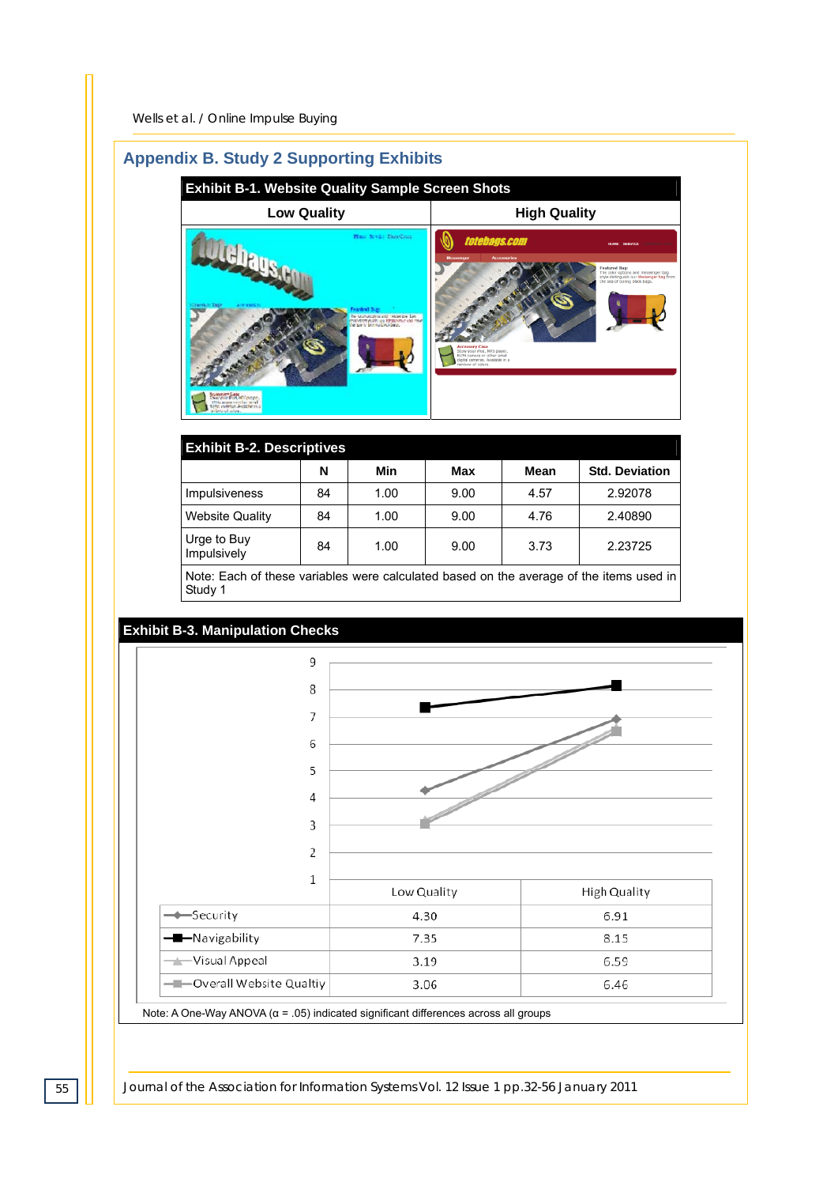## Appendix B. Study 2 Supporting Exhibits

**Exhibit B-1. Website Quality Sample Screen Shots**

| Low Quality | High Quality |
|---|---|
| | |

**Exhibit B-2. Descriptives**

| | N | Min | Max | Mean | Std. Deviation |
|---|---|---|---|---|---|
| Impulsiveness | 84 | 1.00 | 9.00 | 4.57 | 2.92078 |
| Website Quality | 84 | 1.00 | 9.00 | 4.76 | 2.40890 |
| Urge to Buy Impulsively | 84 | 1.00 | 9.00 | 3.73 | 2.23725 |

Note: Each of these variables were calculated based on the average of the items used in Study 1

**Exhibit B-3. Manipulation Checks**

| | Low Quality | High Quality |
|---|---|---|
| Security | 4.30 | 6.91 |
| Navigability | 7.35 | 8.15 |
| Visual Appeal | 3.19 | 6.59 |
| Overall Website Qualtiy | 3.06 | 6.46 |

Note: A One-Way ANOVA ($\alpha$ = .05) indicated significant differences across all groups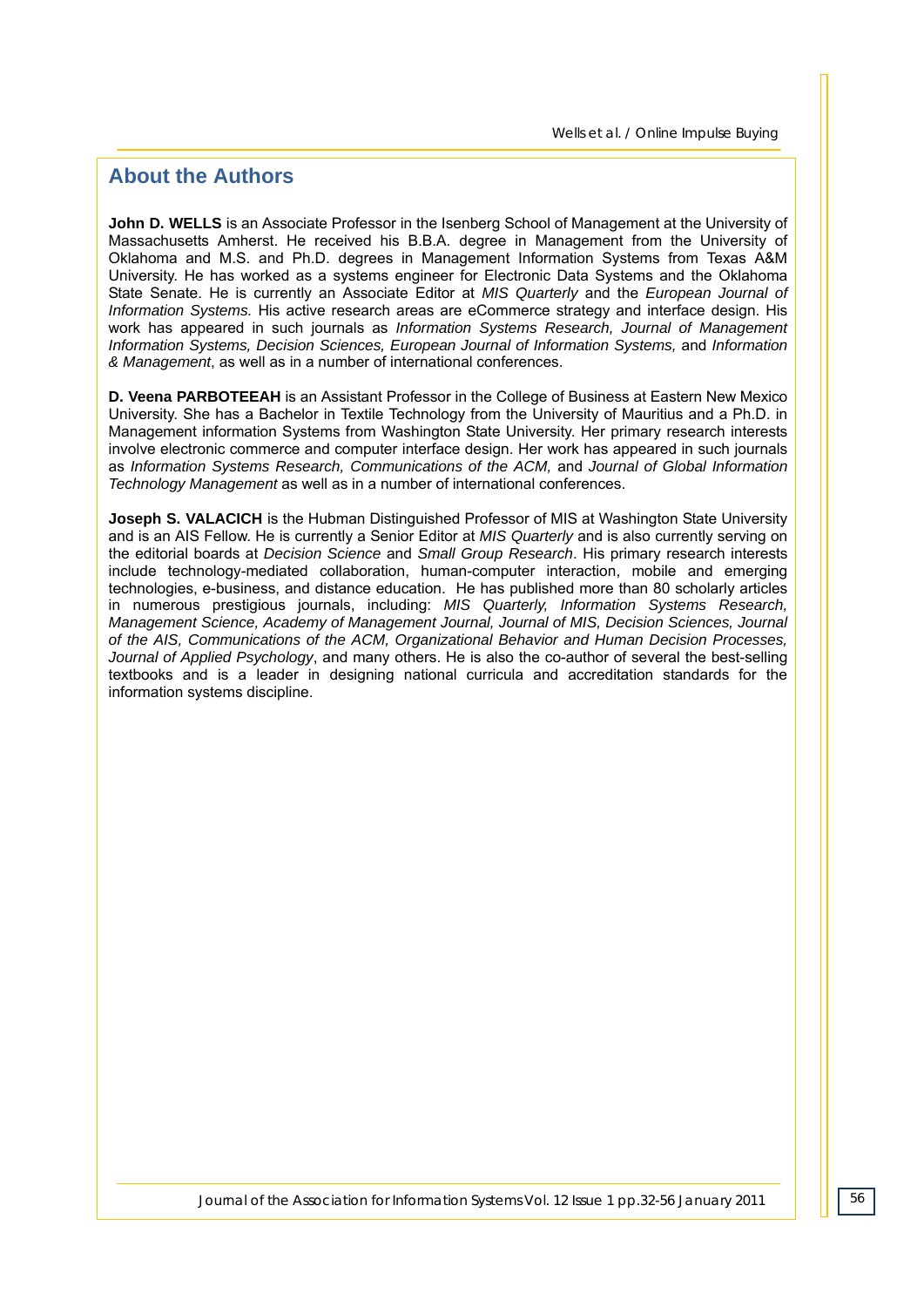## About the Authors

**John D. WELLS** is an Associate Professor in the Isenberg School of Management at the University of Massachusetts Amherst. He received his B.B.A. degree in Management from the University of Oklahoma and M.S. and Ph.D. degrees in Management Information Systems from Texas A&M University. He has worked as a systems engineer for Electronic Data Systems and the Oklahoma State Senate. He is currently an Associate Editor at *MIS Quarterly* and the *European Journal of Information Systems.* His active research areas are eCommerce strategy and interface design. His work has appeared in such journals as *Information Systems Research, Journal of Management Information Systems, Decision Sciences, European Journal of Information Systems,* and *Information & Management*, as well as in a number of international conferences.

**D. Veena PARBOTEEAH** is an Assistant Professor in the College of Business at Eastern New Mexico University. She has a Bachelor in Textile Technology from the University of Mauritius and a Ph.D. in Management information Systems from Washington State University. Her primary research interests involve electronic commerce and computer interface design. Her work has appeared in such journals as *Information Systems Research, Communications of the ACM,* and *Journal of Global Information Technology Management* as well as in a number of international conferences.

**Joseph S. VALACICH** is the Hubman Distinguished Professor of MIS at Washington State University and is an AIS Fellow. He is currently a Senior Editor at *MIS Quarterly* and is also currently serving on the editorial boards at *Decision Science* and *Small Group Research*. His primary research interests include technology-mediated collaboration, human-computer interaction, mobile and emerging technologies, e-business, and distance education. He has published more than 80 scholarly articles in numerous prestigious journals, including: *MIS Quarterly, Information Systems Research, Management Science, Academy of Management Journal, Journal of MIS, Decision Sciences, Journal of the AIS, Communications of the ACM, Organizational Behavior and Human Decision Processes, Journal of Applied Psychology*, and many others. He is also the co-author of several the best-selling textbooks and is a leader in designing national curricula and accreditation standards for the information systems discipline.